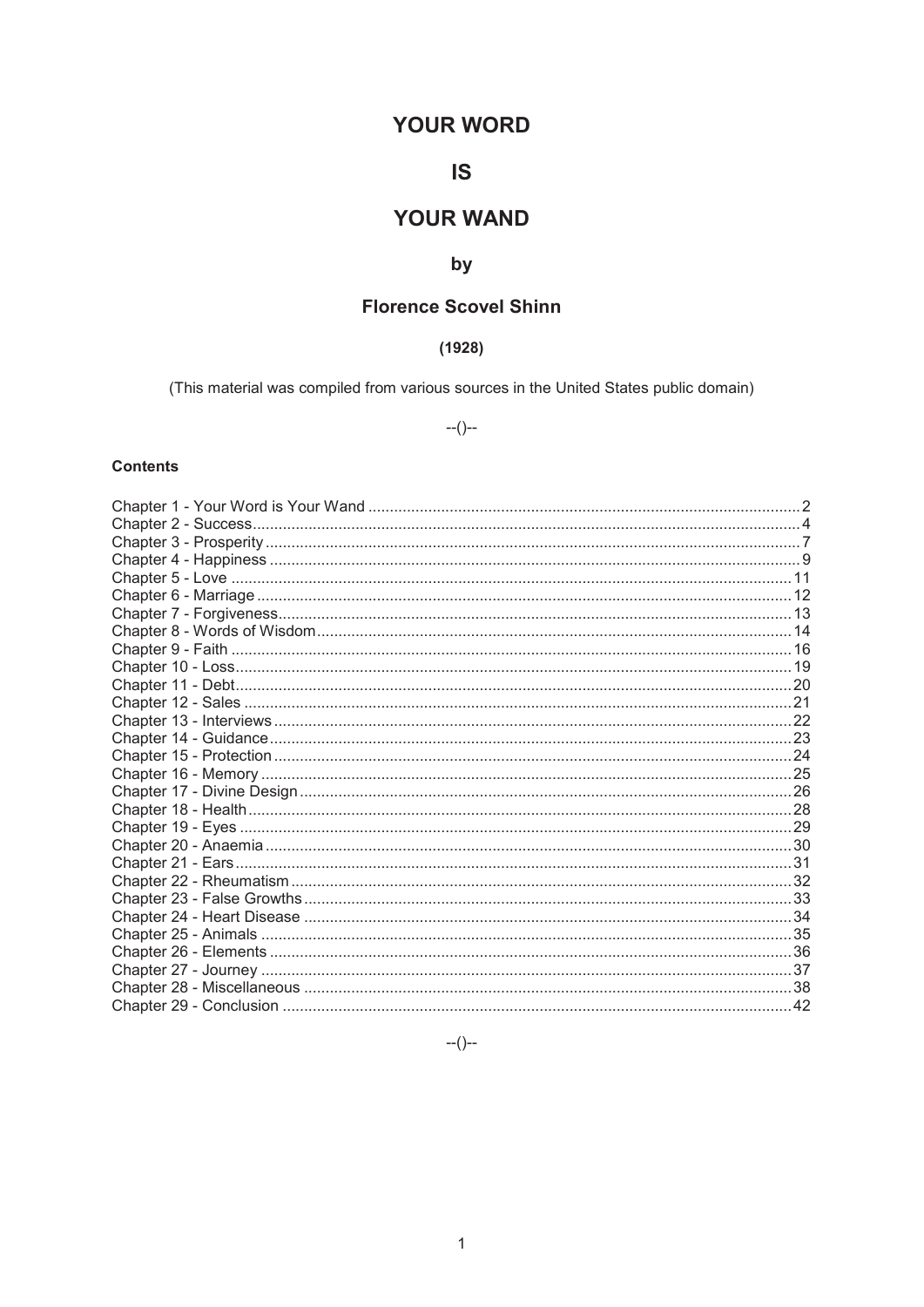# YOUR WORD

# IS

# YOUR WAND

### by

### Florence Scovel Shinn

**(1928)**

(This material was compiled from various sources in the United States public domain)

--()--

**Contents**

| | |
|---|---|
| Chapter 1 - Your Word is Your Wand | 2 |
| Chapter 2 - Success | 4 |
| Chapter 3 - Prosperity | 7 |
| Chapter 4 - Happiness | 9 |
| Chapter 5 - Love | 11 |
| Chapter 6 - Marriage | 12 |
| Chapter 7 - Forgiveness | 13 |
| Chapter 8 - Words of Wisdom | 14 |
| Chapter 9 - Faith | 16 |
| Chapter 10 - Loss | 19 |
| Chapter 11 - Debt | 20 |
| Chapter 12 - Sales | 21 |
| Chapter 13 - Interviews | 22 |
| Chapter 14 - Guidance | 23 |
| Chapter 15 - Protection | 24 |
| Chapter 16 - Memory | 25 |
| Chapter 17 - Divine Design | 26 |
| Chapter 18 - Health | 28 |
| Chapter 19 - Eyes | 29 |
| Chapter 20 - Anaemia | 30 |
| Chapter 21 - Ears | 31 |
| Chapter 22 - Rheumatism | 32 |
| Chapter 23 - False Growths | 33 |
| Chapter 24 - Heart Disease | 34 |
| Chapter 25 - Animals | 35 |
| Chapter 26 - Elements | 36 |
| Chapter 27 - Journey | 37 |
| Chapter 28 - Miscellaneous | 38 |
| Chapter 29 - Conclusion | 42 |

--()--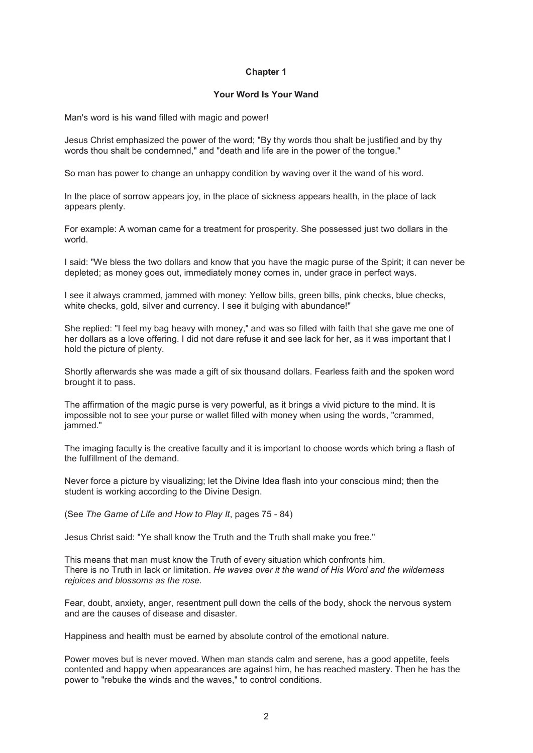## Chapter 1

### Your Word Is Your Wand

Man's word is his wand filled with magic and power!

Jesus Christ emphasized the power of the word; "By thy words thou shalt be justified and by thy words thou shalt be condemned," and "death and life are in the power of the tongue."

So man has power to change an unhappy condition by waving over it the wand of his word.

In the place of sorrow appears joy, in the place of sickness appears health, in the place of lack appears plenty.

For example: A woman came for a treatment for prosperity. She possessed just two dollars in the world.

I said: "We bless the two dollars and know that you have the magic purse of the Spirit; it can never be depleted; as money goes out, immediately money comes in, under grace in perfect ways.

I see it always crammed, jammed with money: Yellow bills, green bills, pink checks, blue checks, white checks, gold, silver and currency. I see it bulging with abundance!"

She replied: "I feel my bag heavy with money," and was so filled with faith that she gave me one of her dollars as a love offering. I did not dare refuse it and see lack for her, as it was important that I hold the picture of plenty.

Shortly afterwards she was made a gift of six thousand dollars. Fearless faith and the spoken word brought it to pass.

The affirmation of the magic purse is very powerful, as it brings a vivid picture to the mind. It is impossible not to see your purse or wallet filled with money when using the words, "crammed, jammed."

The imaging faculty is the creative faculty and it is important to choose words which bring a flash of the fulfillment of the demand.

Never force a picture by visualizing; let the Divine Idea flash into your conscious mind; then the student is working according to the Divine Design.

(See *The Game of Life and How to Play It*, pages 75 - 84)

Jesus Christ said: "Ye shall know the Truth and the Truth shall make you free."

This means that man must know the Truth of every situation which confronts him.
There is no Truth in lack or limitation. *He waves over it the wand of His Word and the wilderness rejoices and blossoms as the rose.*

Fear, doubt, anxiety, anger, resentment pull down the cells of the body, shock the nervous system and are the causes of disease and disaster.

Happiness and health must be earned by absolute control of the emotional nature.

Power moves but is never moved. When man stands calm and serene, has a good appetite, feels contented and happy when appearances are against him, he has reached mastery. Then he has the power to "rebuke the winds and the waves," to control conditions.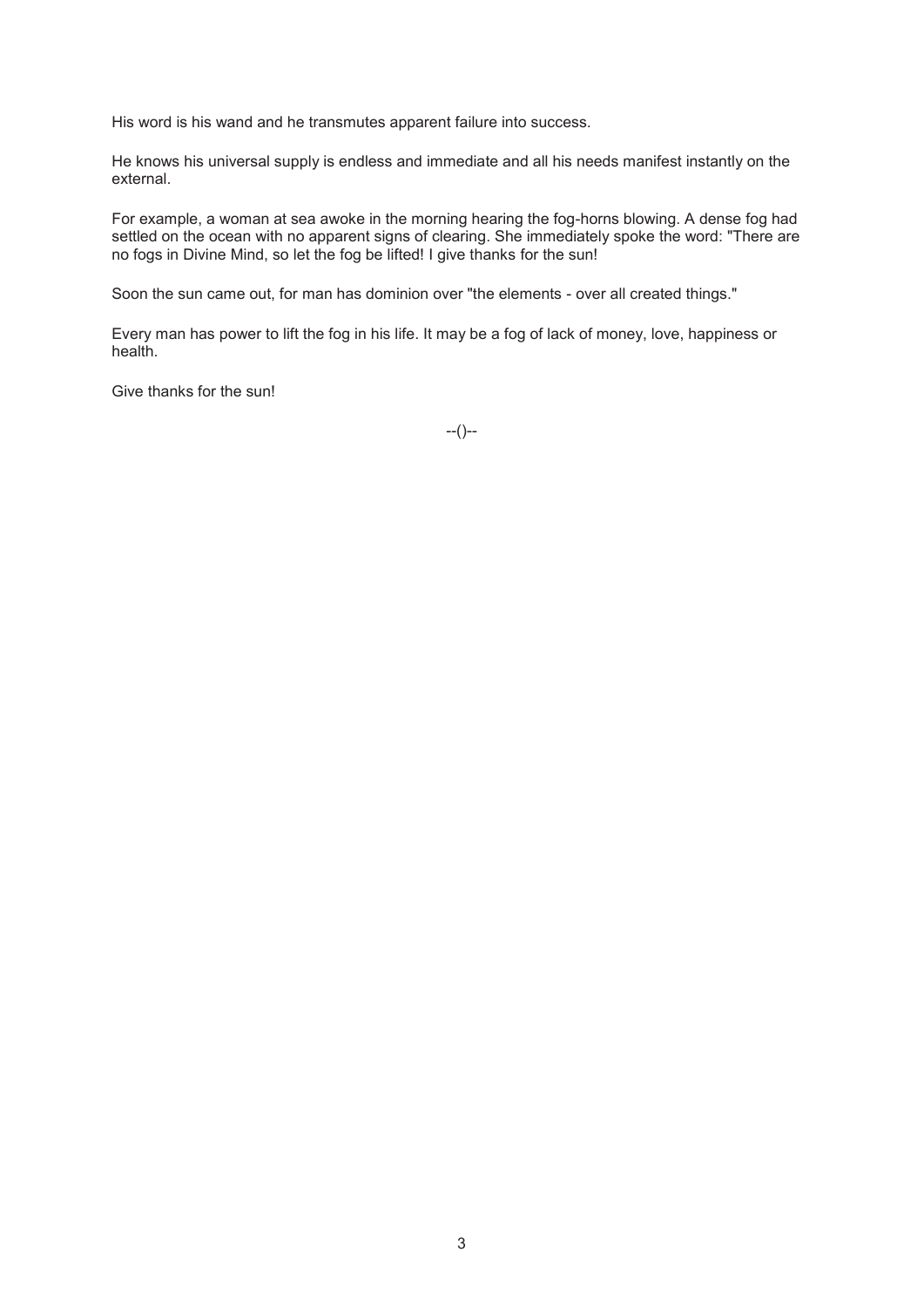His word is his wand and he transmutes apparent failure into success.

He knows his universal supply is endless and immediate and all his needs manifest instantly on the external.

For example, a woman at sea awoke in the morning hearing the fog-horns blowing. A dense fog had settled on the ocean with no apparent signs of clearing. She immediately spoke the word: "There are no fogs in Divine Mind, so let the fog be lifted! I give thanks for the sun!

Soon the sun came out, for man has dominion over "the elements - over all created things."

Every man has power to lift the fog in his life. It may be a fog of lack of money, love, happiness or health.

Give thanks for the sun!

--()--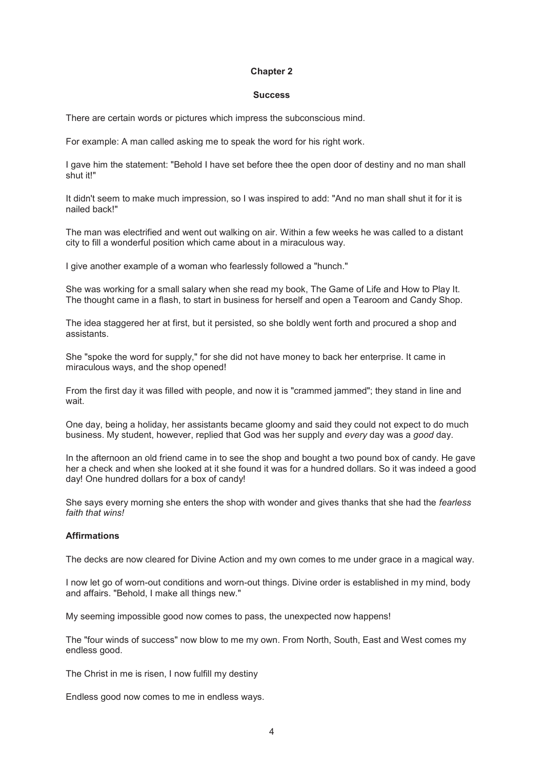## Chapter 2

### Success

There are certain words or pictures which impress the subconscious mind.

For example: A man called asking me to speak the word for his right work.

I gave him the statement: "Behold I have set before thee the open door of destiny and no man shall shut it!"

It didn't seem to make much impression, so I was inspired to add: "And no man shall shut it for it is nailed back!"

The man was electrified and went out walking on air. Within a few weeks he was called to a distant city to fill a wonderful position which came about in a miraculous way.

I give another example of a woman who fearlessly followed a "hunch."

She was working for a small salary when she read my book, The Game of Life and How to Play It. The thought came in a flash, to start in business for herself and open a Tearoom and Candy Shop.

The idea staggered her at first, but it persisted, so she boldly went forth and procured a shop and assistants.

She "spoke the word for supply," for she did not have money to back her enterprise. It came in miraculous ways, and the shop opened!

From the first day it was filled with people, and now it is "crammed jammed"; they stand in line and wait.

One day, being a holiday, her assistants became gloomy and said they could not expect to do much business. My student, however, replied that God was her supply and *every* day was a *good* day.

In the afternoon an old friend came in to see the shop and bought a two pound box of candy. He gave her a check and when she looked at it she found it was for a hundred dollars. So it was indeed a good day! One hundred dollars for a box of candy!

She says every morning she enters the shop with wonder and gives thanks that she had the *fearless faith that wins!*

#### Affirmations

The decks are now cleared for Divine Action and my own comes to me under grace in a magical way.

I now let go of worn-out conditions and worn-out things. Divine order is established in my mind, body and affairs. "Behold, I make all things new."

My seeming impossible good now comes to pass, the unexpected now happens!

The "four winds of success" now blow to me my own. From North, South, East and West comes my endless good.

The Christ in me is risen, I now fulfill my destiny

Endless good now comes to me in endless ways.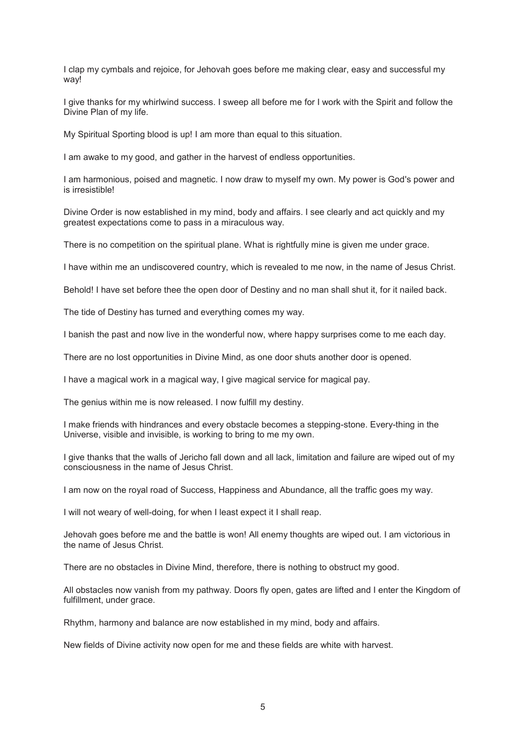I clap my cymbals and rejoice, for Jehovah goes before me making clear, easy and successful my way!

I give thanks for my whirlwind success. I sweep all before me for I work with the Spirit and follow the Divine Plan of my life.

My Spiritual Sporting blood is up! I am more than equal to this situation.

I am awake to my good, and gather in the harvest of endless opportunities.

I am harmonious, poised and magnetic. I now draw to myself my own. My power is God's power and is irresistible!

Divine Order is now established in my mind, body and affairs. I see clearly and act quickly and my greatest expectations come to pass in a miraculous way.

There is no competition on the spiritual plane. What is rightfully mine is given me under grace.

I have within me an undiscovered country, which is revealed to me now, in the name of Jesus Christ.

Behold! I have set before thee the open door of Destiny and no man shall shut it, for it nailed back.

The tide of Destiny has turned and everything comes my way.

I banish the past and now live in the wonderful now, where happy surprises come to me each day.

There are no lost opportunities in Divine Mind, as one door shuts another door is opened.

I have a magical work in a magical way, I give magical service for magical pay.

The genius within me is now released. I now fulfill my destiny.

I make friends with hindrances and every obstacle becomes a stepping-stone. Every-thing in the Universe, visible and invisible, is working to bring to me my own.

I give thanks that the walls of Jericho fall down and all lack, limitation and failure are wiped out of my consciousness in the name of Jesus Christ.

I am now on the royal road of Success, Happiness and Abundance, all the traffic goes my way.

I will not weary of well-doing, for when I least expect it I shall reap.

Jehovah goes before me and the battle is won! All enemy thoughts are wiped out. I am victorious in the name of Jesus Christ.

There are no obstacles in Divine Mind, therefore, there is nothing to obstruct my good.

All obstacles now vanish from my pathway. Doors fly open, gates are lifted and I enter the Kingdom of fulfillment, under grace.

Rhythm, harmony and balance are now established in my mind, body and affairs.

New fields of Divine activity now open for me and these fields are white with harvest.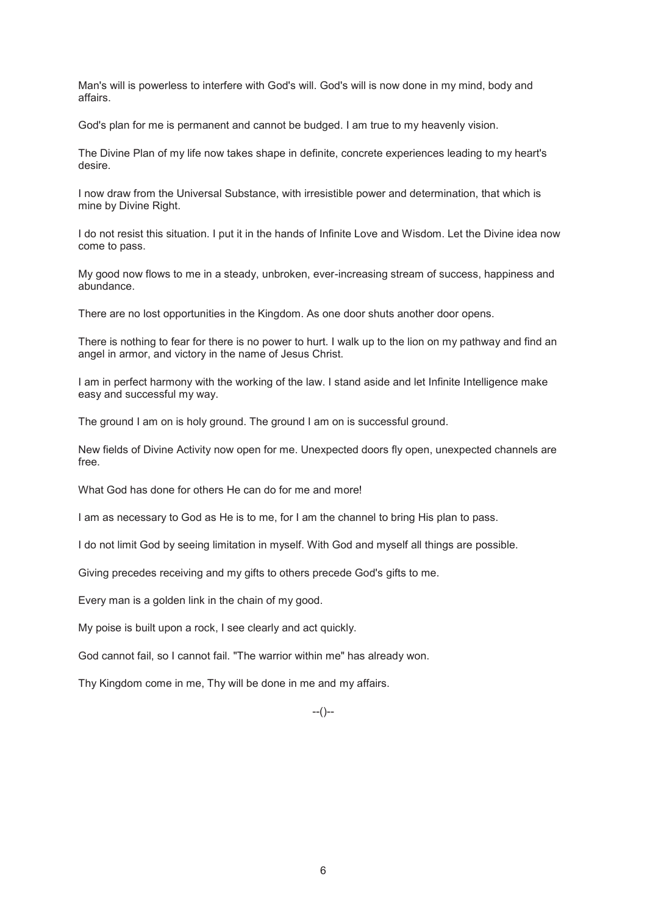Man's will is powerless to interfere with God's will. God's will is now done in my mind, body and affairs.

God's plan for me is permanent and cannot be budged. I am true to my heavenly vision.

The Divine Plan of my life now takes shape in definite, concrete experiences leading to my heart's desire.

I now draw from the Universal Substance, with irresistible power and determination, that which is mine by Divine Right.

I do not resist this situation. I put it in the hands of Infinite Love and Wisdom. Let the Divine idea now come to pass.

My good now flows to me in a steady, unbroken, ever-increasing stream of success, happiness and abundance.

There are no lost opportunities in the Kingdom. As one door shuts another door opens.

There is nothing to fear for there is no power to hurt. I walk up to the lion on my pathway and find an angel in armor, and victory in the name of Jesus Christ.

I am in perfect harmony with the working of the law. I stand aside and let Infinite Intelligence make easy and successful my way.

The ground I am on is holy ground. The ground I am on is successful ground.

New fields of Divine Activity now open for me. Unexpected doors fly open, unexpected channels are free.

What God has done for others He can do for me and more!

I am as necessary to God as He is to me, for I am the channel to bring His plan to pass.

I do not limit God by seeing limitation in myself. With God and myself all things are possible.

Giving precedes receiving and my gifts to others precede God's gifts to me.

Every man is a golden link in the chain of my good.

My poise is built upon a rock, I see clearly and act quickly.

God cannot fail, so I cannot fail. "The warrior within me" has already won.

Thy Kingdom come in me, Thy will be done in me and my affairs.

--()--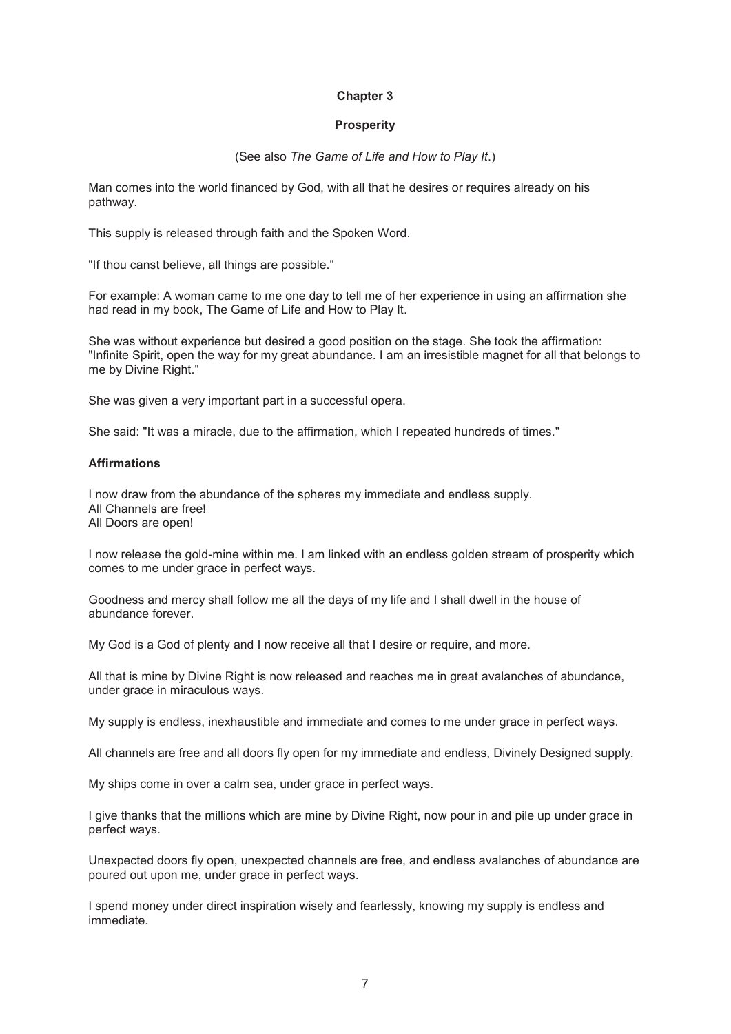# Chapter 3

## Prosperity

(See also *The Game of Life and How to Play It*.)

Man comes into the world financed by God, with all that he desires or requires already on his pathway.

This supply is released through faith and the Spoken Word.

"If thou canst believe, all things are possible."

For example: A woman came to me one day to tell me of her experience in using an affirmation she had read in my book, The Game of Life and How to Play It.

She was without experience but desired a good position on the stage. She took the affirmation: "Infinite Spirit, open the way for my great abundance. I am an irresistible magnet for all that belongs to me by Divine Right."

She was given a very important part in a successful opera.

She said: "It was a miracle, due to the affirmation, which I repeated hundreds of times."

### Affirmations

I now draw from the abundance of the spheres my immediate and endless supply.
All Channels are free!
All Doors are open!

I now release the gold-mine within me. I am linked with an endless golden stream of prosperity which comes to me under grace in perfect ways.

Goodness and mercy shall follow me all the days of my life and I shall dwell in the house of abundance forever.

My God is a God of plenty and I now receive all that I desire or require, and more.

All that is mine by Divine Right is now released and reaches me in great avalanches of abundance, under grace in miraculous ways.

My supply is endless, inexhaustible and immediate and comes to me under grace in perfect ways.

All channels are free and all doors fly open for my immediate and endless, Divinely Designed supply.

My ships come in over a calm sea, under grace in perfect ways.

I give thanks that the millions which are mine by Divine Right, now pour in and pile up under grace in perfect ways.

Unexpected doors fly open, unexpected channels are free, and endless avalanches of abundance are poured out upon me, under grace in perfect ways.

I spend money under direct inspiration wisely and fearlessly, knowing my supply is endless and immediate.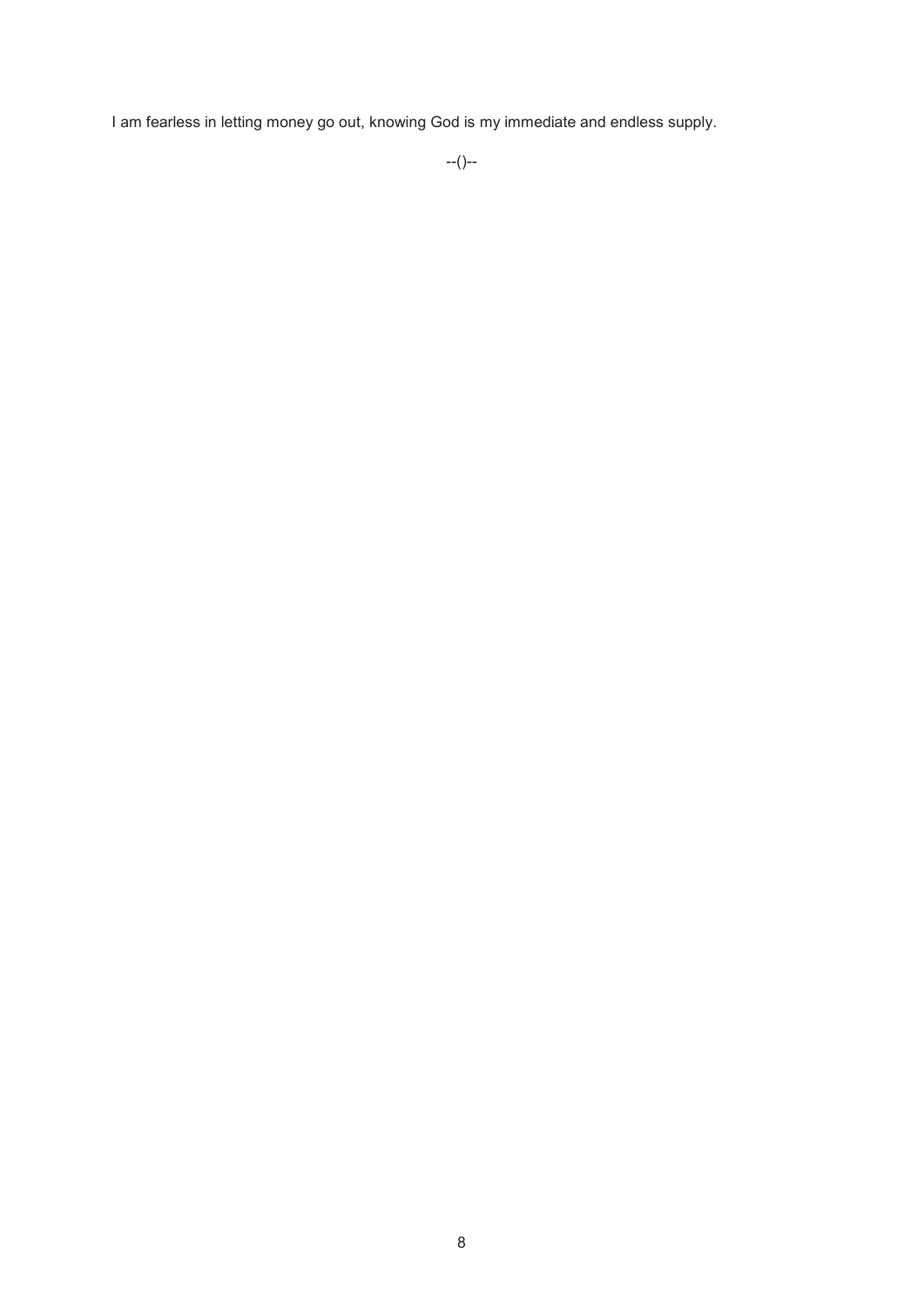I am fearless in letting money go out, knowing God is my immediate and endless supply.

--()--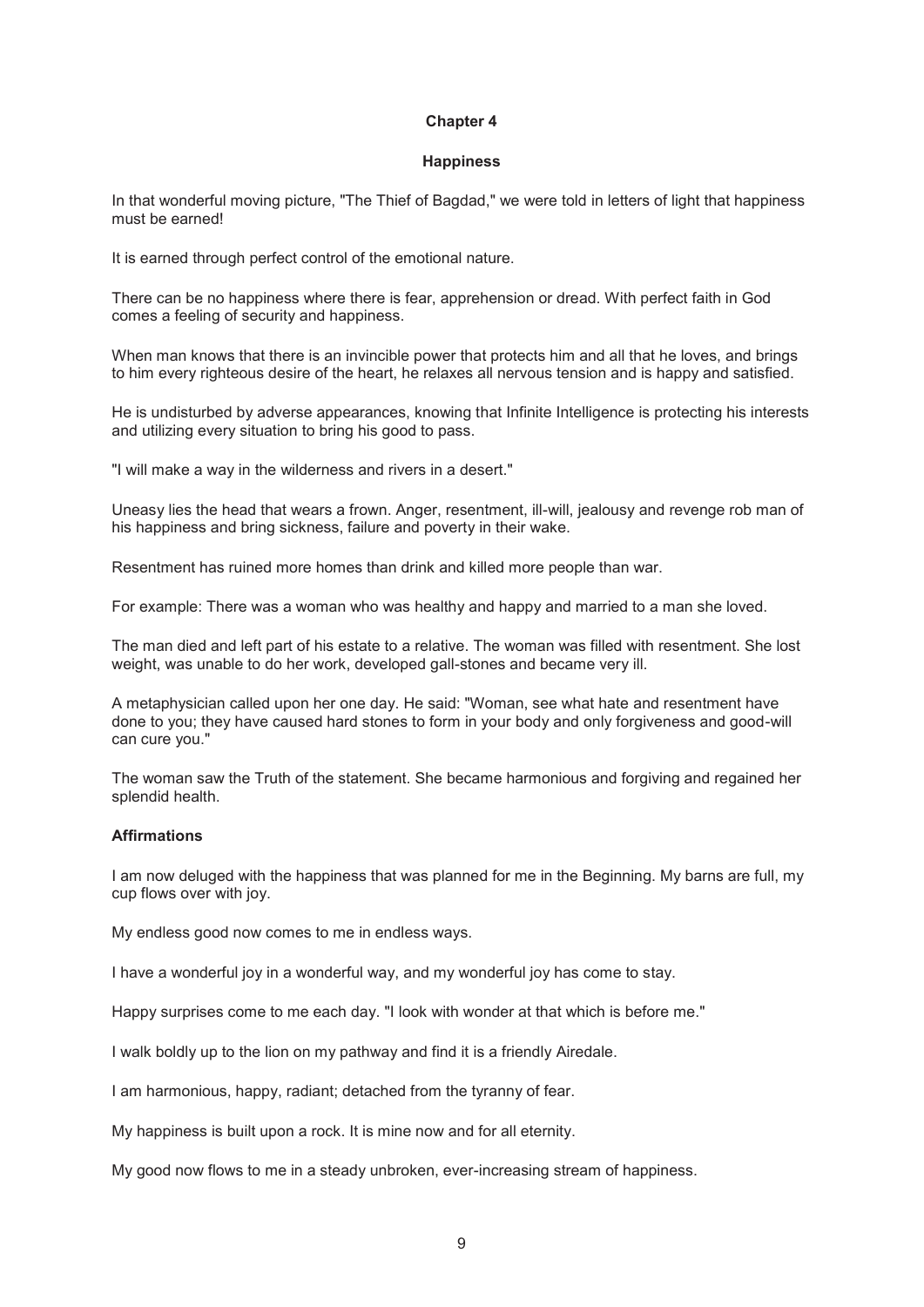## Chapter 4

### Happiness

In that wonderful moving picture, "The Thief of Bagdad," we were told in letters of light that happiness must be earned!

It is earned through perfect control of the emotional nature.

There can be no happiness where there is fear, apprehension or dread. With perfect faith in God comes a feeling of security and happiness.

When man knows that there is an invincible power that protects him and all that he loves, and brings to him every righteous desire of the heart, he relaxes all nervous tension and is happy and satisfied.

He is undisturbed by adverse appearances, knowing that Infinite Intelligence is protecting his interests and utilizing every situation to bring his good to pass.

"I will make a way in the wilderness and rivers in a desert."

Uneasy lies the head that wears a frown. Anger, resentment, ill-will, jealousy and revenge rob man of his happiness and bring sickness, failure and poverty in their wake.

Resentment has ruined more homes than drink and killed more people than war.

For example: There was a woman who was healthy and happy and married to a man she loved.

The man died and left part of his estate to a relative. The woman was filled with resentment. She lost weight, was unable to do her work, developed gall-stones and became very ill.

A metaphysician called upon her one day. He said: "Woman, see what hate and resentment have done to you; they have caused hard stones to form in your body and only forgiveness and good-will can cure you."

The woman saw the Truth of the statement. She became harmonious and forgiving and regained her splendid health.

**Affirmations**

I am now deluged with the happiness that was planned for me in the Beginning. My barns are full, my cup flows over with joy.

My endless good now comes to me in endless ways.

I have a wonderful joy in a wonderful way, and my wonderful joy has come to stay.

Happy surprises come to me each day. "I look with wonder at that which is before me."

I walk boldly up to the lion on my pathway and find it is a friendly Airedale.

I am harmonious, happy, radiant; detached from the tyranny of fear.

My happiness is built upon a rock. It is mine now and for all eternity.

My good now flows to me in a steady unbroken, ever-increasing stream of happiness.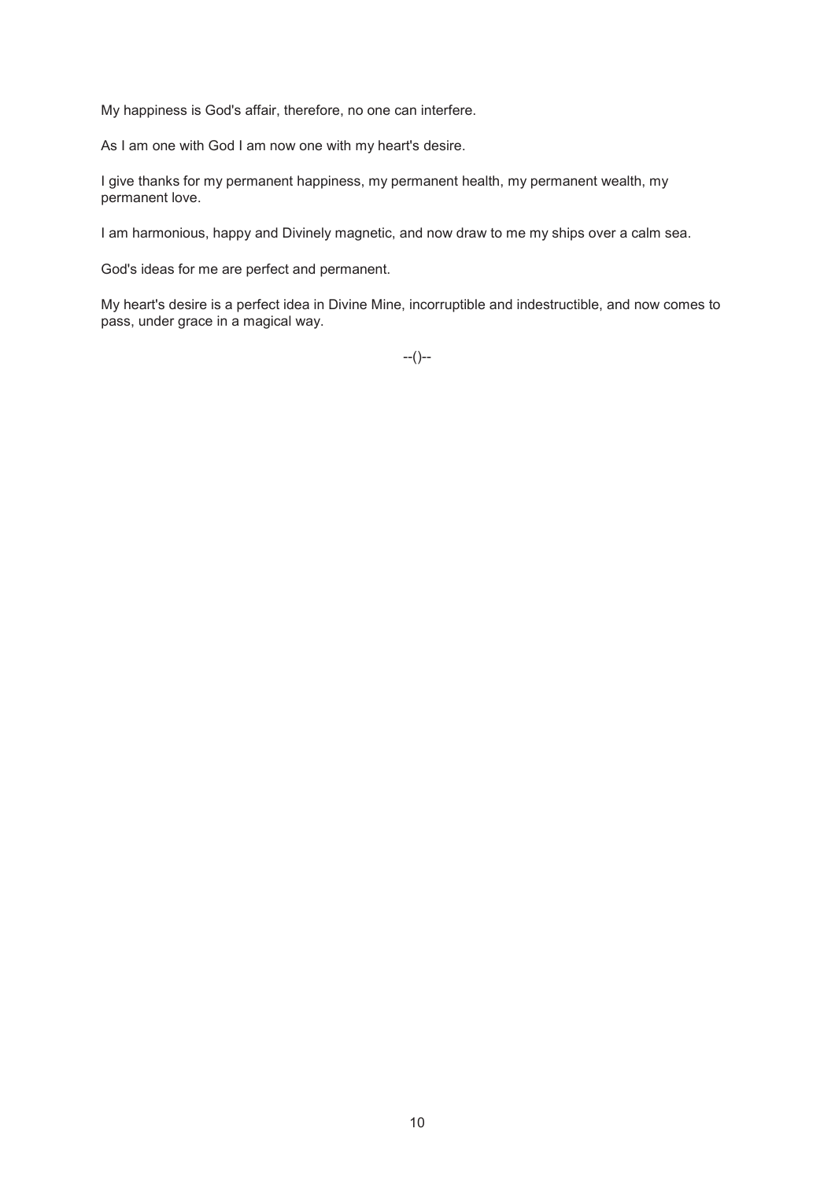My happiness is God's affair, therefore, no one can interfere.

As I am one with God I am now one with my heart's desire.

I give thanks for my permanent happiness, my permanent health, my permanent wealth, my permanent love.

I am harmonious, happy and Divinely magnetic, and now draw to me my ships over a calm sea.

God's ideas for me are perfect and permanent.

My heart's desire is a perfect idea in Divine Mine, incorruptible and indestructible, and now comes to pass, under grace in a magical way.

--()--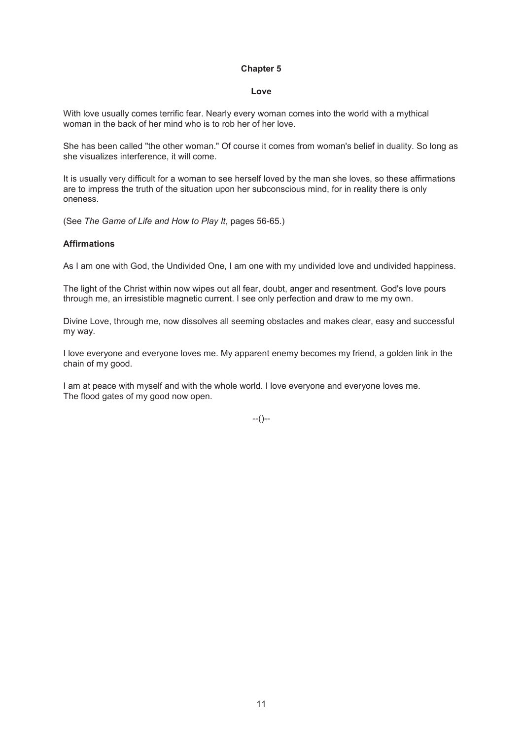# Chapter 5

## Love

With love usually comes terrific fear. Nearly every woman comes into the world with a mythical woman in the back of her mind who is to rob her of her love.

She has been called "the other woman." Of course it comes from woman's belief in duality. So long as she visualizes interference, it will come.

It is usually very difficult for a woman to see herself loved by the man she loves, so these affirmations are to impress the truth of the situation upon her subconscious mind, for in reality there is only oneness.

(See *The Game of Life and How to Play It*, pages 56-65.)

### Affirmations

As I am one with God, the Undivided One, I am one with my undivided love and undivided happiness.

The light of the Christ within now wipes out all fear, doubt, anger and resentment. God's love pours through me, an irresistible magnetic current. I see only perfection and draw to me my own.

Divine Love, through me, now dissolves all seeming obstacles and makes clear, easy and successful my way.

I love everyone and everyone loves me. My apparent enemy becomes my friend, a golden link in the chain of my good.

I am at peace with myself and with the whole world. I love everyone and everyone loves me.
The flood gates of my good now open.

--()--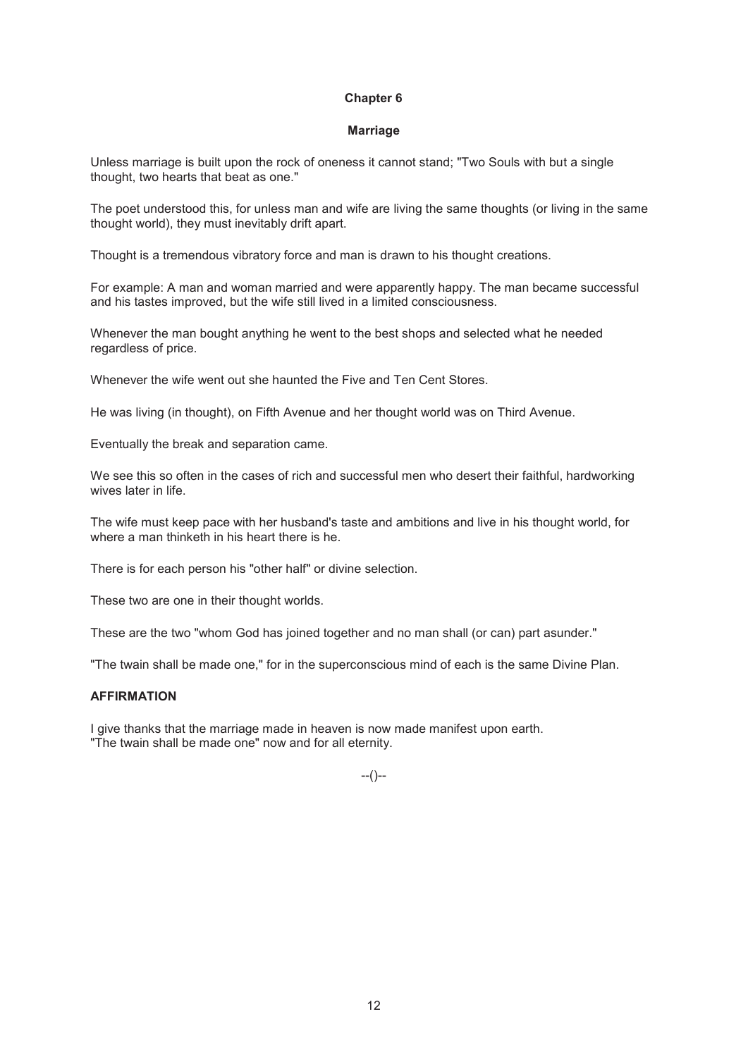# Chapter 6

## Marriage

Unless marriage is built upon the rock of oneness it cannot stand; "Two Souls with but a single thought, two hearts that beat as one."

The poet understood this, for unless man and wife are living the same thoughts (or living in the same thought world), they must inevitably drift apart.

Thought is a tremendous vibratory force and man is drawn to his thought creations.

For example: A man and woman married and were apparently happy. The man became successful and his tastes improved, but the wife still lived in a limited consciousness.

Whenever the man bought anything he went to the best shops and selected what he needed regardless of price.

Whenever the wife went out she haunted the Five and Ten Cent Stores.

He was living (in thought), on Fifth Avenue and her thought world was on Third Avenue.

Eventually the break and separation came.

We see this so often in the cases of rich and successful men who desert their faithful, hardworking wives later in life.

The wife must keep pace with her husband's taste and ambitions and live in his thought world, for where a man thinketh in his heart there is he.

There is for each person his "other half" or divine selection.

These two are one in their thought worlds.

These are the two "whom God has joined together and no man shall (or can) part asunder."

"The twain shall be made one," for in the superconscious mind of each is the same Divine Plan.

**AFFIRMATION**

I give thanks that the marriage made in heaven is now made manifest upon earth.
"The twain shall be made one" now and for all eternity.

--()--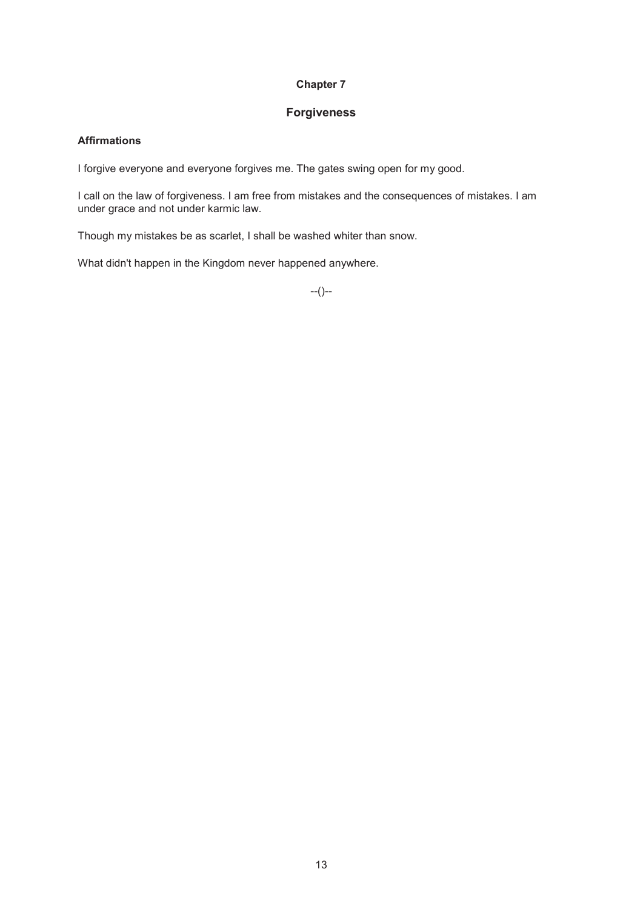# Chapter 7

## Forgiveness

### Affirmations

I forgive everyone and everyone forgives me. The gates swing open for my good.

I call on the law of forgiveness. I am free from mistakes and the consequences of mistakes. I am under grace and not under karmic law.

Though my mistakes be as scarlet, I shall be washed whiter than snow.

What didn't happen in the Kingdom never happened anywhere.

--()--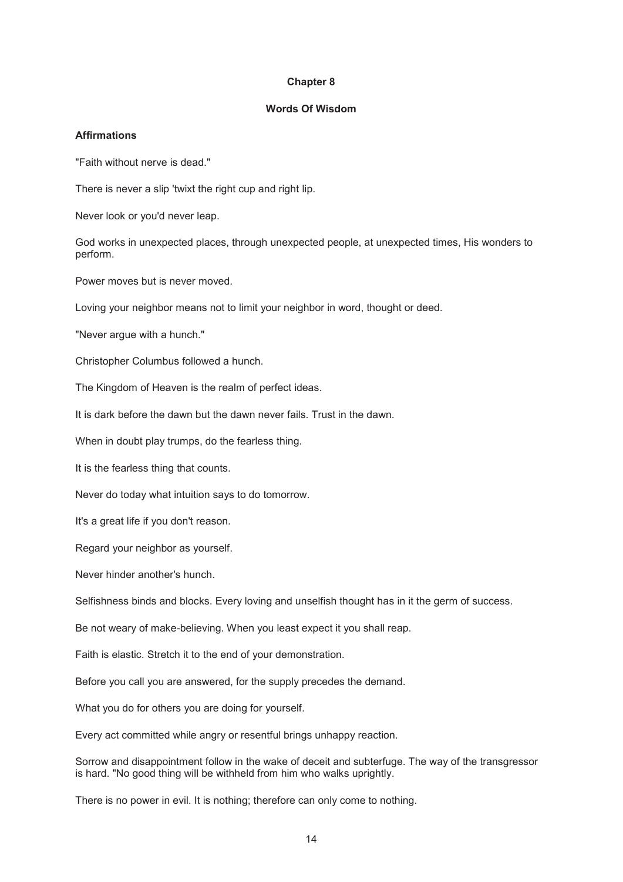# Chapter 8

## Words Of Wisdom

### Affirmations

"Faith without nerve is dead."

There is never a slip 'twixt the right cup and right lip.

Never look or you'd never leap.

God works in unexpected places, through unexpected people, at unexpected times, His wonders to perform.

Power moves but is never moved.

Loving your neighbor means not to limit your neighbor in word, thought or deed.

"Never argue with a hunch."

Christopher Columbus followed a hunch.

The Kingdom of Heaven is the realm of perfect ideas.

It is dark before the dawn but the dawn never fails. Trust in the dawn.

When in doubt play trumps, do the fearless thing.

It is the fearless thing that counts.

Never do today what intuition says to do tomorrow.

It's a great life if you don't reason.

Regard your neighbor as yourself.

Never hinder another's hunch.

Selfishness binds and blocks. Every loving and unselfish thought has in it the germ of success.

Be not weary of make-believing. When you least expect it you shall reap.

Faith is elastic. Stretch it to the end of your demonstration.

Before you call you are answered, for the supply precedes the demand.

What you do for others you are doing for yourself.

Every act committed while angry or resentful brings unhappy reaction.

Sorrow and disappointment follow in the wake of deceit and subterfuge. The way of the transgressor is hard. "No good thing will be withheld from him who walks uprightly.

There is no power in evil. It is nothing; therefore can only come to nothing.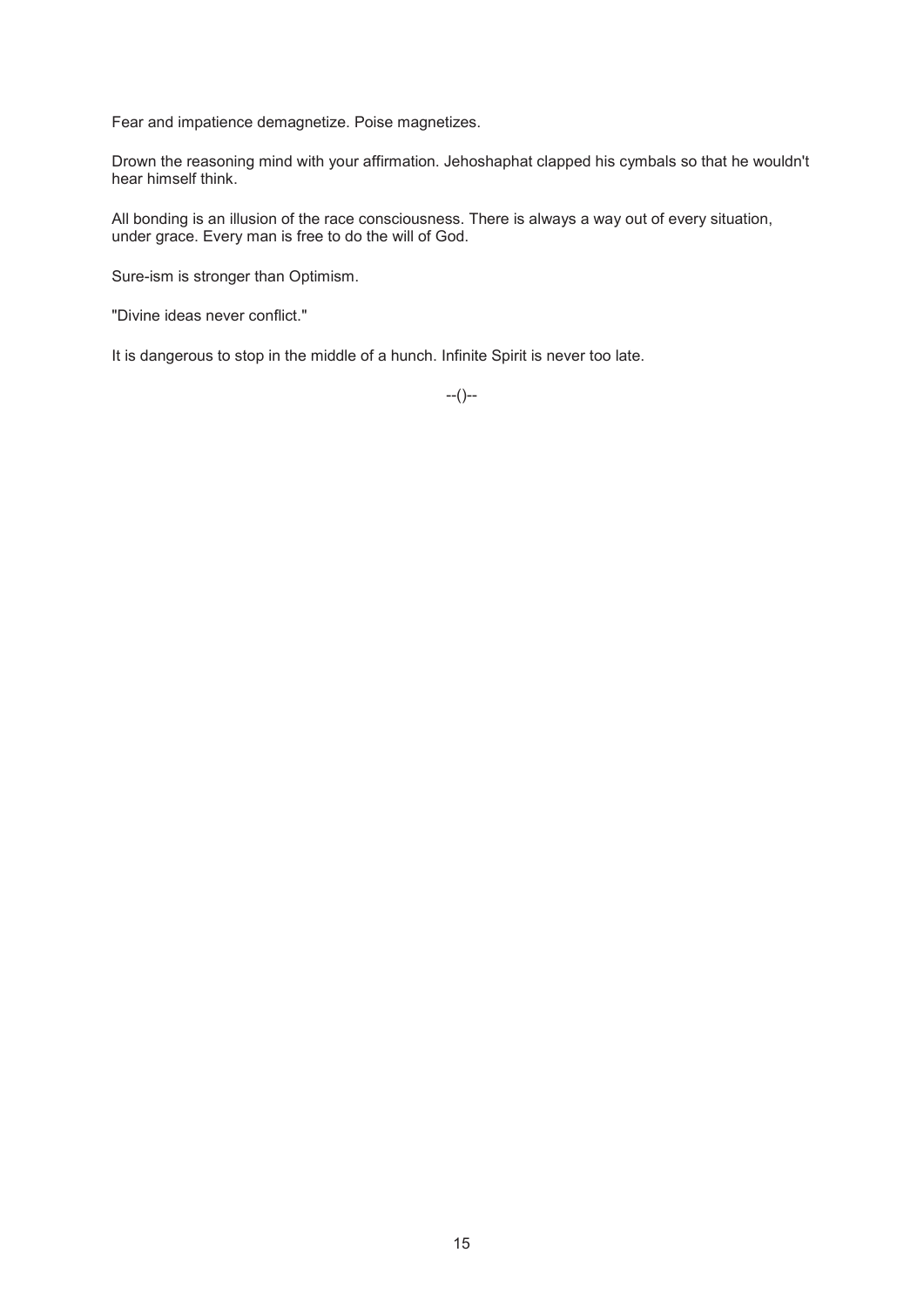Fear and impatience demagnetize. Poise magnetizes.

Drown the reasoning mind with your affirmation. Jehoshaphat clapped his cymbals so that he wouldn't hear himself think.

All bonding is an illusion of the race consciousness. There is always a way out of every situation, under grace. Every man is free to do the will of God.

Sure-ism is stronger than Optimism.

"Divine ideas never conflict."

It is dangerous to stop in the middle of a hunch. Infinite Spirit is never too late.

--()--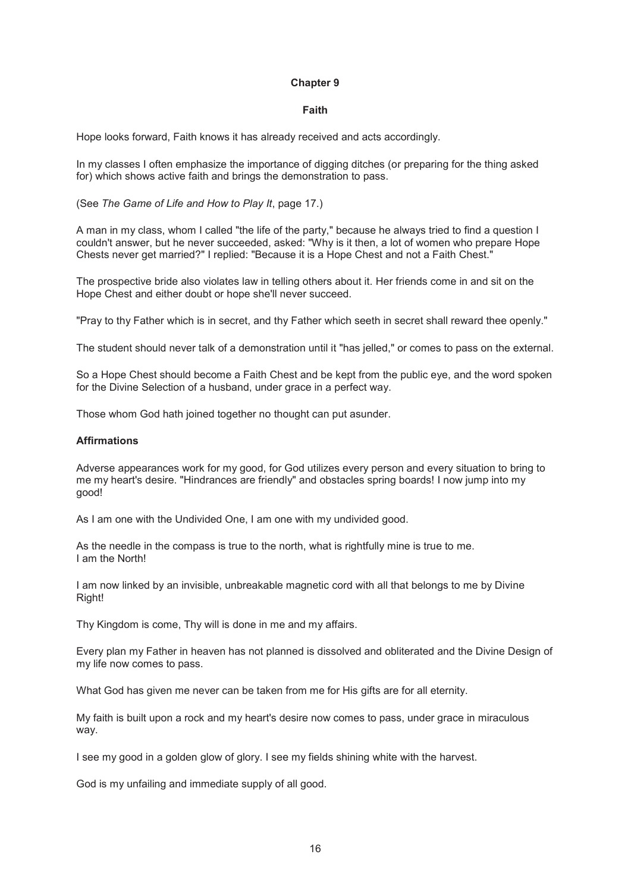## Chapter 9

### Faith

Hope looks forward, Faith knows it has already received and acts accordingly.

In my classes I often emphasize the importance of digging ditches (or preparing for the thing asked for) which shows active faith and brings the demonstration to pass.

(See *The Game of Life and How to Play It*, page 17.)

A man in my class, whom I called "the life of the party," because he always tried to find a question I couldn't answer, but he never succeeded, asked: "Why is it then, a lot of women who prepare Hope Chests never get married?" I replied: "Because it is a Hope Chest and not a Faith Chest."

The prospective bride also violates law in telling others about it. Her friends come in and sit on the Hope Chest and either doubt or hope she'll never succeed.

"Pray to thy Father which is in secret, and thy Father which seeth in secret shall reward thee openly."

The student should never talk of a demonstration until it "has jelled," or comes to pass on the external.

So a Hope Chest should become a Faith Chest and be kept from the public eye, and the word spoken for the Divine Selection of a husband, under grace in a perfect way.

Those whom God hath joined together no thought can put asunder.

### Affirmations

Adverse appearances work for my good, for God utilizes every person and every situation to bring to me my heart's desire. "Hindrances are friendly" and obstacles spring boards! I now jump into my good!

As I am one with the Undivided One, I am one with my undivided good.

As the needle in the compass is true to the north, what is rightfully mine is true to me.
I am the North!

I am now linked by an invisible, unbreakable magnetic cord with all that belongs to me by Divine Right!

Thy Kingdom is come, Thy will is done in me and my affairs.

Every plan my Father in heaven has not planned is dissolved and obliterated and the Divine Design of my life now comes to pass.

What God has given me never can be taken from me for His gifts are for all eternity.

My faith is built upon a rock and my heart's desire now comes to pass, under grace in miraculous way.

I see my good in a golden glow of glory. I see my fields shining white with the harvest.

God is my unfailing and immediate supply of all good.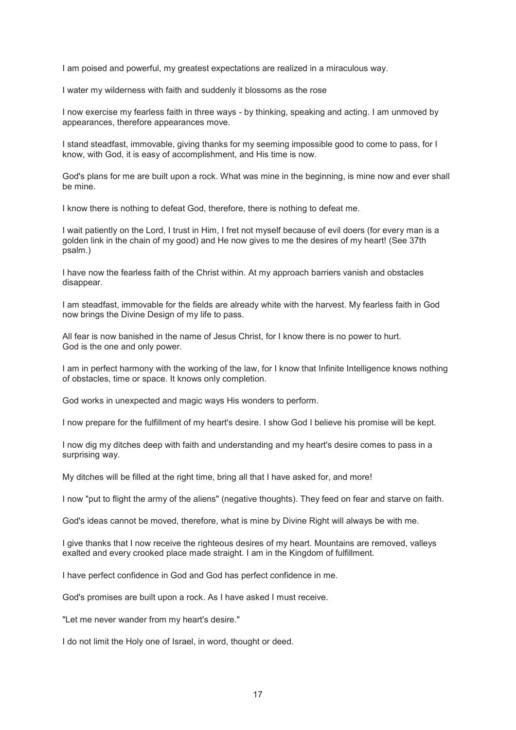I am poised and powerful, my greatest expectations are realized in a miraculous way.

I water my wilderness with faith and suddenly it blossoms as the rose

I now exercise my fearless faith in three ways - by thinking, speaking and acting. I am unmoved by appearances, therefore appearances move.

I stand steadfast, immovable, giving thanks for my seeming impossible good to come to pass, for I know, with God, it is easy of accomplishment, and His time is now.

God's plans for me are built upon a rock. What was mine in the beginning, is mine now and ever shall be mine.

I know there is nothing to defeat God, therefore, there is nothing to defeat me.

I wait patiently on the Lord, I trust in Him, I fret not myself because of evil doers (for every man is a golden link in the chain of my good) and He now gives to me the desires of my heart! (See 37th psalm.)

I have now the fearless faith of the Christ within. At my approach barriers vanish and obstacles disappear.

I am steadfast, immovable for the fields are already white with the harvest. My fearless faith in God now brings the Divine Design of my life to pass.

All fear is now banished in the name of Jesus Christ, for I know there is no power to hurt.
God is the one and only power.

I am in perfect harmony with the working of the law, for I know that Infinite Intelligence knows nothing of obstacles, time or space. It knows only completion.

God works in unexpected and magic ways His wonders to perform.

I now prepare for the fulfillment of my heart's desire. I show God I believe his promise will be kept.

I now dig my ditches deep with faith and understanding and my heart's desire comes to pass in a surprising way.

My ditches will be filled at the right time, bring all that I have asked for, and more!

I now "put to flight the army of the aliens" (negative thoughts). They feed on fear and starve on faith.

God's ideas cannot be moved, therefore, what is mine by Divine Right will always be with me.

I give thanks that I now receive the righteous desires of my heart. Mountains are removed, valleys exalted and every crooked place made straight. I am in the Kingdom of fulfillment.

I have perfect confidence in God and God has perfect confidence in me.

God's promises are built upon a rock. As I have asked I must receive.

"Let me never wander from my heart's desire."

I do not limit the Holy one of Israel, in word, thought or deed.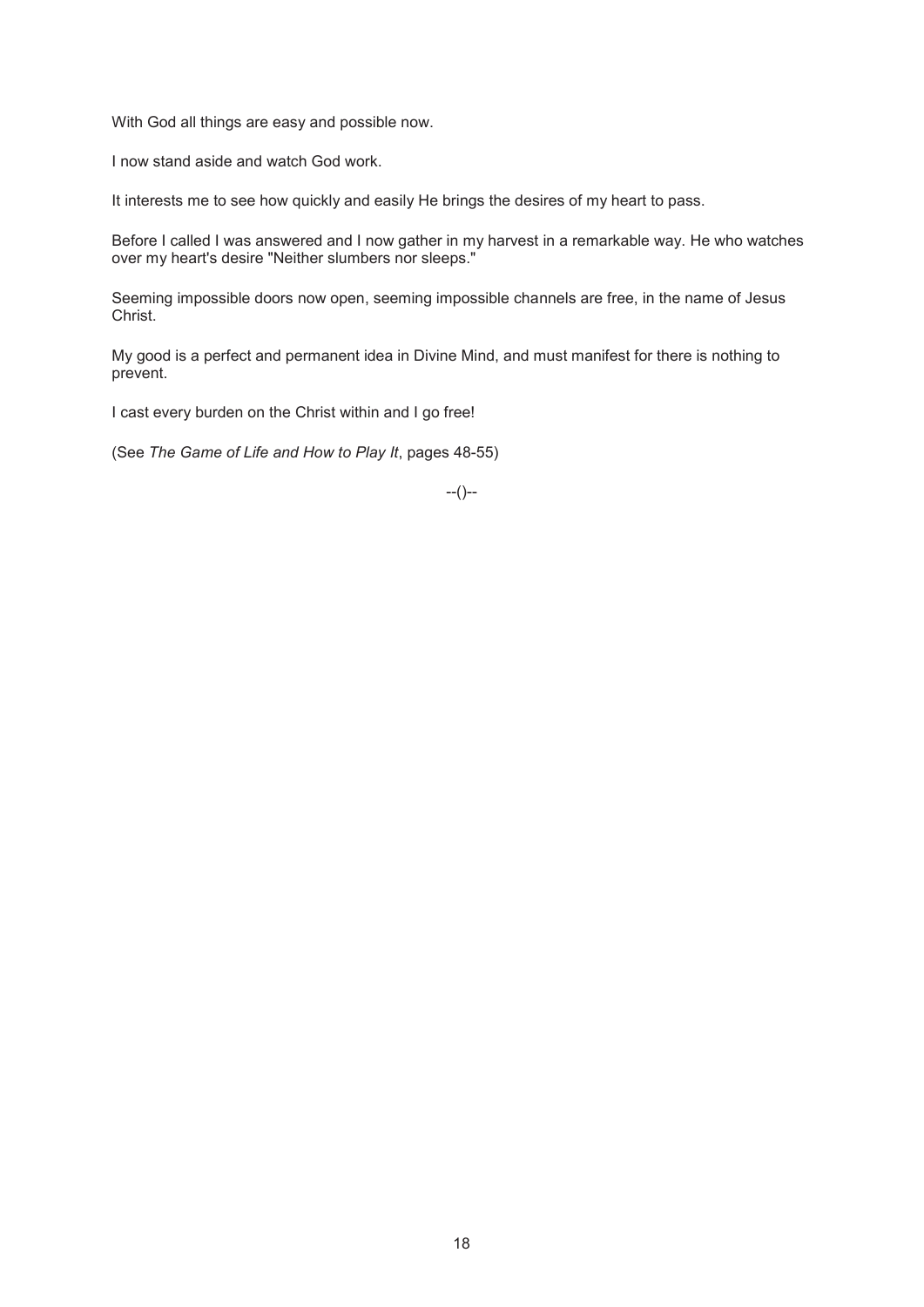With God all things are easy and possible now.

I now stand aside and watch God work.

It interests me to see how quickly and easily He brings the desires of my heart to pass.

Before I called I was answered and I now gather in my harvest in a remarkable way. He who watches over my heart's desire "Neither slumbers nor sleeps."

Seeming impossible doors now open, seeming impossible channels are free, in the name of Jesus Christ.

My good is a perfect and permanent idea in Divine Mind, and must manifest for there is nothing to prevent.

I cast every burden on the Christ within and I go free!

(See *The Game of Life and How to Play It*, pages 48-55)

--()--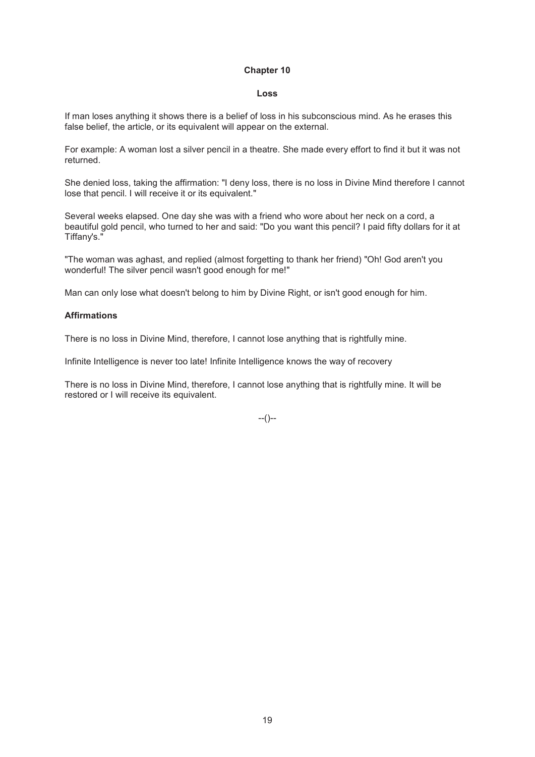## Chapter 10

### Loss

If man loses anything it shows there is a belief of loss in his subconscious mind. As he erases this false belief, the article, or its equivalent will appear on the external.

For example: A woman lost a silver pencil in a theatre. She made every effort to find it but it was not returned.

She denied loss, taking the affirmation: "I deny loss, there is no loss in Divine Mind therefore I cannot lose that pencil. I will receive it or its equivalent."

Several weeks elapsed. One day she was with a friend who wore about her neck on a cord, a beautiful gold pencil, who turned to her and said: "Do you want this pencil? I paid fifty dollars for it at Tiffany's."

"The woman was aghast, and replied (almost forgetting to thank her friend) "Oh! God aren't you wonderful! The silver pencil wasn't good enough for me!"

Man can only lose what doesn't belong to him by Divine Right, or isn't good enough for him.

**Affirmations**

There is no loss in Divine Mind, therefore, I cannot lose anything that is rightfully mine.

Infinite Intelligence is never too late! Infinite Intelligence knows the way of recovery

There is no loss in Divine Mind, therefore, I cannot lose anything that is rightfully mine. It will be restored or I will receive its equivalent.

--()--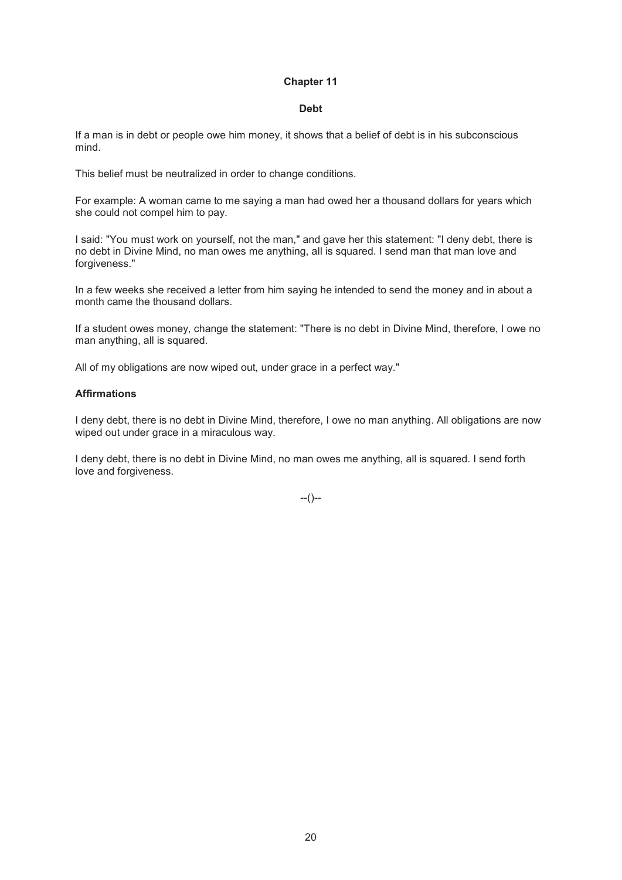# Chapter 11

## Debt

If a man is in debt or people owe him money, it shows that a belief of debt is in his subconscious mind.

This belief must be neutralized in order to change conditions.

For example: A woman came to me saying a man had owed her a thousand dollars for years which she could not compel him to pay.

I said: "You must work on yourself, not the man," and gave her this statement: "I deny debt, there is no debt in Divine Mind, no man owes me anything, all is squared. I send man that man love and forgiveness."

In a few weeks she received a letter from him saying he intended to send the money and in about a month came the thousand dollars.

If a student owes money, change the statement: "There is no debt in Divine Mind, therefore, I owe no man anything, all is squared.

All of my obligations are now wiped out, under grace in a perfect way."

**Affirmations**

I deny debt, there is no debt in Divine Mind, therefore, I owe no man anything. All obligations are now wiped out under grace in a miraculous way.

I deny debt, there is no debt in Divine Mind, no man owes me anything, all is squared. I send forth love and forgiveness.

--()--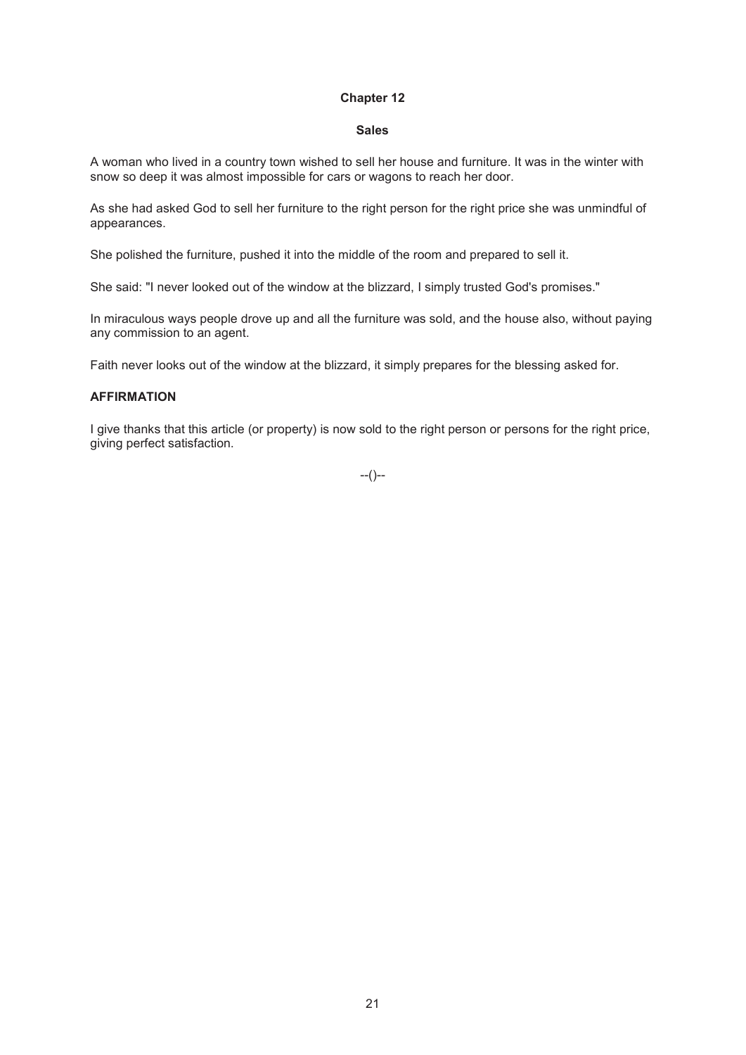## Chapter 12

### Sales

A woman who lived in a country town wished to sell her house and furniture. It was in the winter with snow so deep it was almost impossible for cars or wagons to reach her door.

As she had asked God to sell her furniture to the right person for the right price she was unmindful of appearances.

She polished the furniture, pushed it into the middle of the room and prepared to sell it.

She said: "I never looked out of the window at the blizzard, I simply trusted God's promises."

In miraculous ways people drove up and all the furniture was sold, and the house also, without paying any commission to an agent.

Faith never looks out of the window at the blizzard, it simply prepares for the blessing asked for.

**AFFIRMATION**

I give thanks that this article (or property) is now sold to the right person or persons for the right price, giving perfect satisfaction.

--()--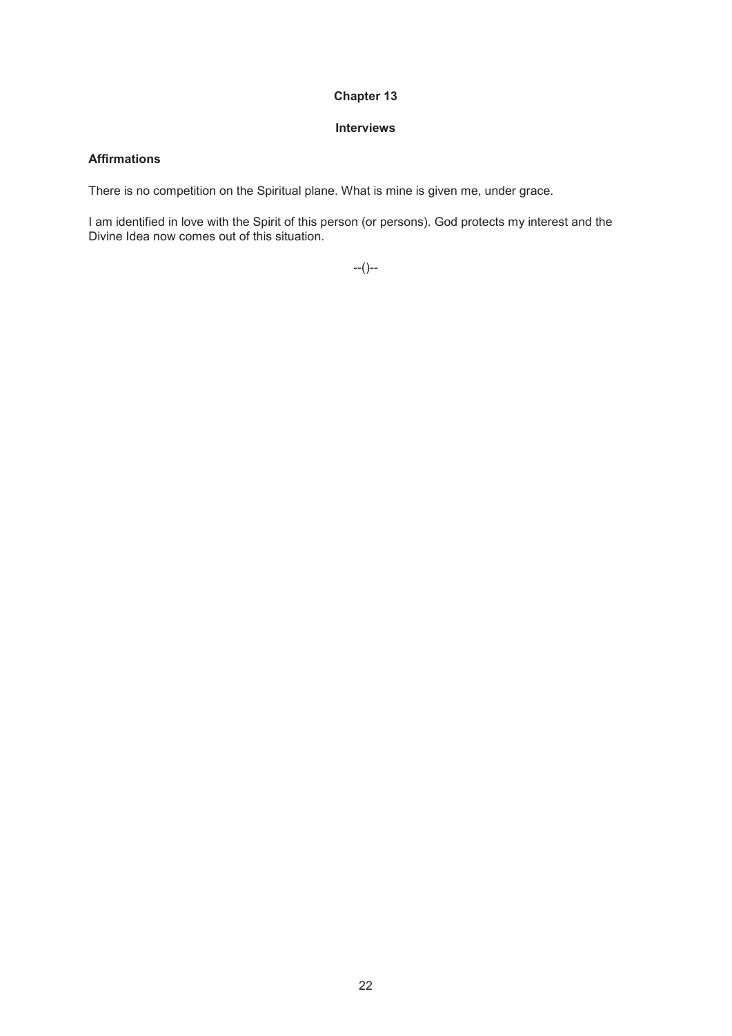# Chapter 13

## Interviews

### Affirmations

There is no competition on the Spiritual plane. What is mine is given me, under grace.

I am identified in love with the Spirit of this person (or persons). God protects my interest and the Divine Idea now comes out of this situation.

--()--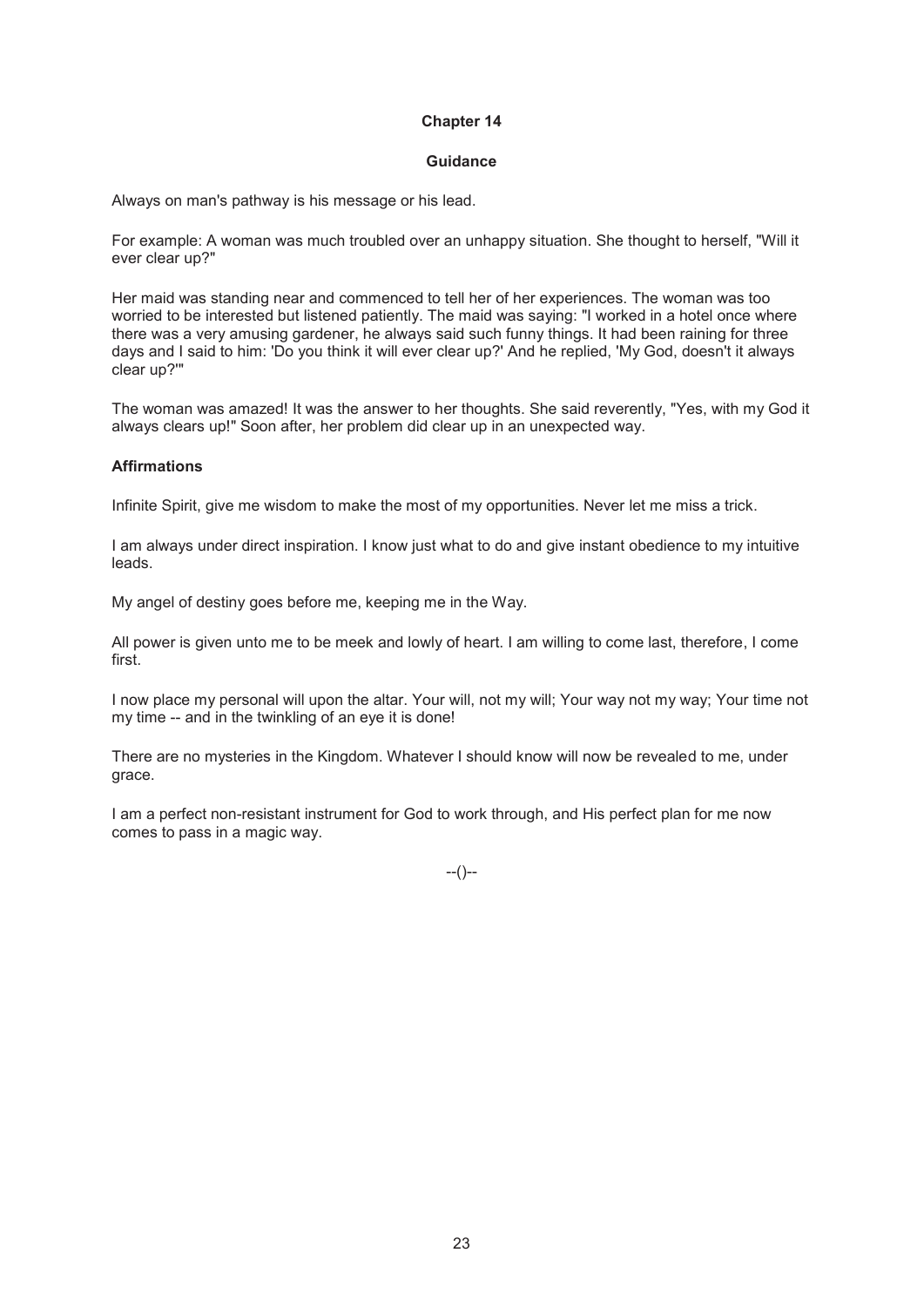# Chapter 14

## Guidance

Always on man's pathway is his message or his lead.

For example: A woman was much troubled over an unhappy situation. She thought to herself, "Will it ever clear up?"

Her maid was standing near and commenced to tell her of her experiences. The woman was too worried to be interested but listened patiently. The maid was saying: "I worked in a hotel once where there was a very amusing gardener, he always said such funny things. It had been raining for three days and I said to him: 'Do you think it will ever clear up?' And he replied, 'My God, doesn't it always clear up?'"

The woman was amazed! It was the answer to her thoughts. She said reverently, "Yes, with my God it always clears up!" Soon after, her problem did clear up in an unexpected way.

### Affirmations

Infinite Spirit, give me wisdom to make the most of my opportunities. Never let me miss a trick.

I am always under direct inspiration. I know just what to do and give instant obedience to my intuitive leads.

My angel of destiny goes before me, keeping me in the Way.

All power is given unto me to be meek and lowly of heart. I am willing to come last, therefore, I come first.

I now place my personal will upon the altar. Your will, not my will; Your way not my way; Your time not my time -- and in the twinkling of an eye it is done!

There are no mysteries in the Kingdom. Whatever I should know will now be revealed to me, under grace.

I am a perfect non-resistant instrument for God to work through, and His perfect plan for me now comes to pass in a magic way.

--()--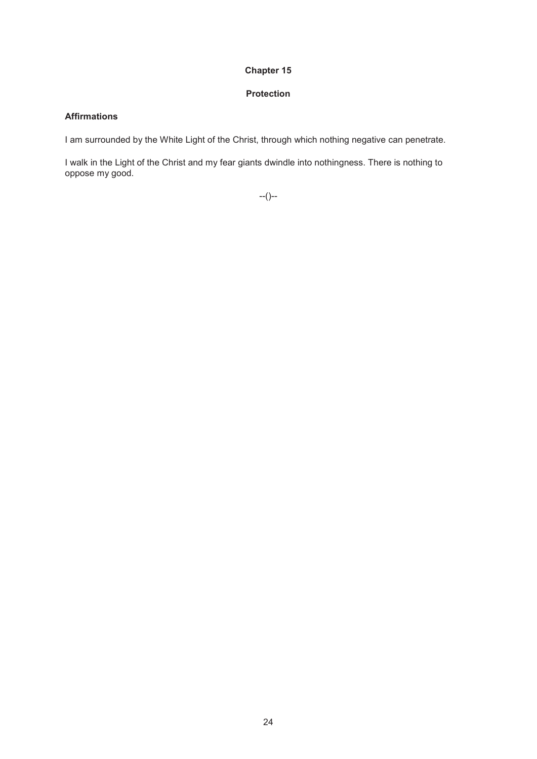# Chapter 15

## Protection

### Affirmations

I am surrounded by the White Light of the Christ, through which nothing negative can penetrate.

I walk in the Light of the Christ and my fear giants dwindle into nothingness. There is nothing to oppose my good.

--()--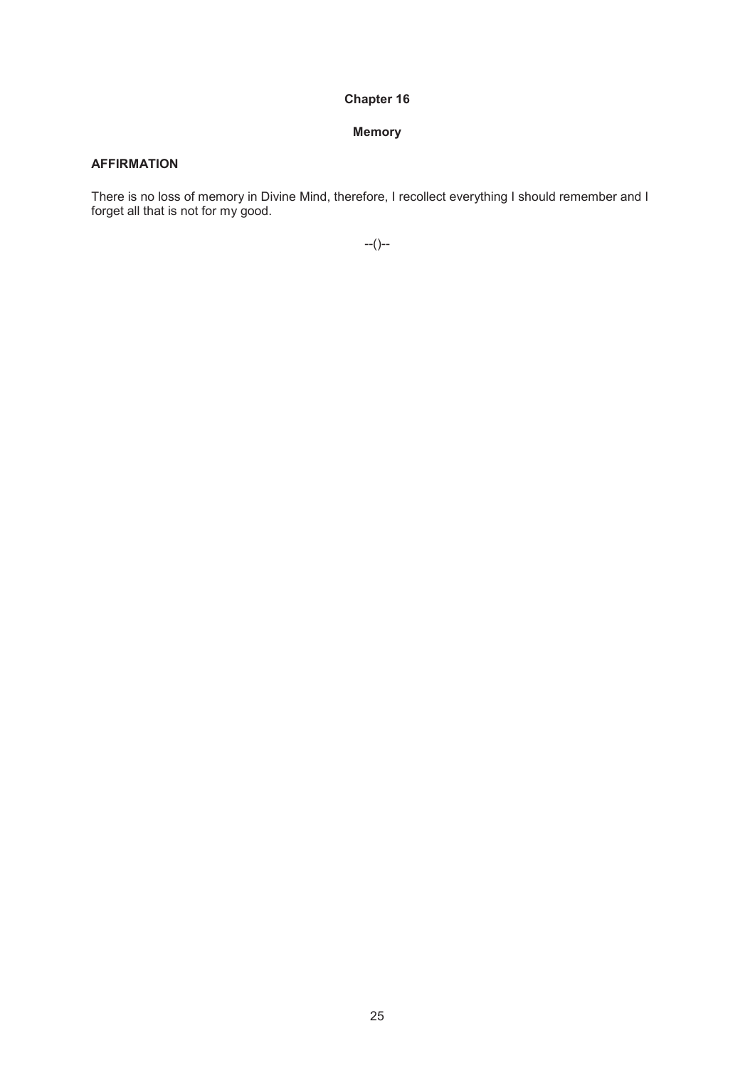# Chapter 16

## Memory

### AFFIRMATION

There is no loss of memory in Divine Mind, therefore, I recollect everything I should remember and I forget all that is not for my good.

--()--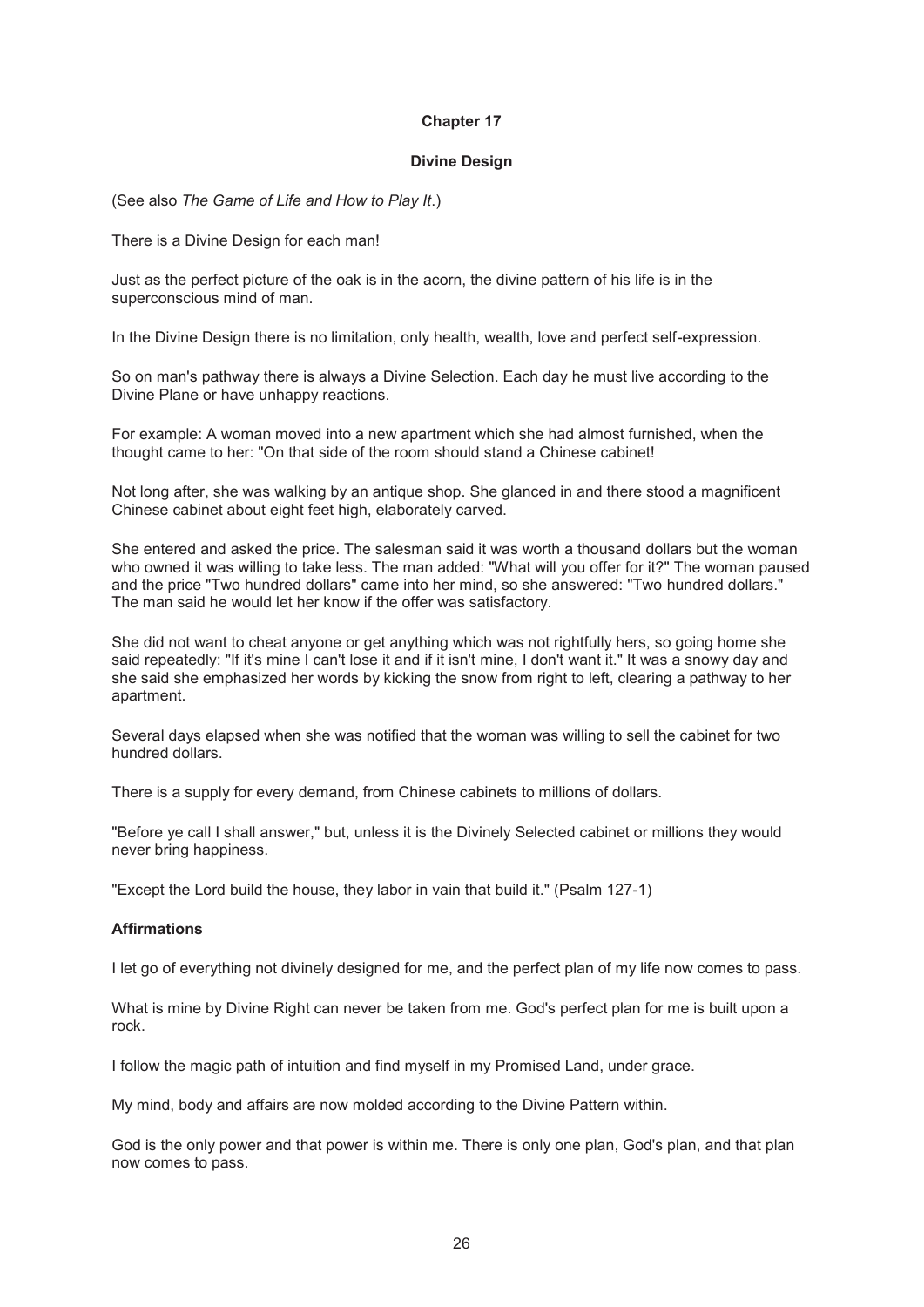## Chapter 17

### Divine Design

(See also *The Game of Life and How to Play It*.)

There is a Divine Design for each man!

Just as the perfect picture of the oak is in the acorn, the divine pattern of his life is in the superconscious mind of man.

In the Divine Design there is no limitation, only health, wealth, love and perfect self-expression.

So on man's pathway there is always a Divine Selection. Each day he must live according to the Divine Plane or have unhappy reactions.

For example: A woman moved into a new apartment which she had almost furnished, when the thought came to her: "On that side of the room should stand a Chinese cabinet!

Not long after, she was walking by an antique shop. She glanced in and there stood a magnificent Chinese cabinet about eight feet high, elaborately carved.

She entered and asked the price. The salesman said it was worth a thousand dollars but the woman who owned it was willing to take less. The man added: "What will you offer for it?" The woman paused and the price "Two hundred dollars" came into her mind, so she answered: "Two hundred dollars." The man said he would let her know if the offer was satisfactory.

She did not want to cheat anyone or get anything which was not rightfully hers, so going home she said repeatedly: "If it's mine I can't lose it and if it isn't mine, I don't want it." It was a snowy day and she said she emphasized her words by kicking the snow from right to left, clearing a pathway to her apartment.

Several days elapsed when she was notified that the woman was willing to sell the cabinet for two hundred dollars.

There is a supply for every demand, from Chinese cabinets to millions of dollars.

"Before ye call I shall answer," but, unless it is the Divinely Selected cabinet or millions they would never bring happiness.

"Except the Lord build the house, they labor in vain that build it." (Psalm 127-1)

**Affirmations**

I let go of everything not divinely designed for me, and the perfect plan of my life now comes to pass.

What is mine by Divine Right can never be taken from me. God's perfect plan for me is built upon a rock.

I follow the magic path of intuition and find myself in my Promised Land, under grace.

My mind, body and affairs are now molded according to the Divine Pattern within.

God is the only power and that power is within me. There is only one plan, God's plan, and that plan now comes to pass.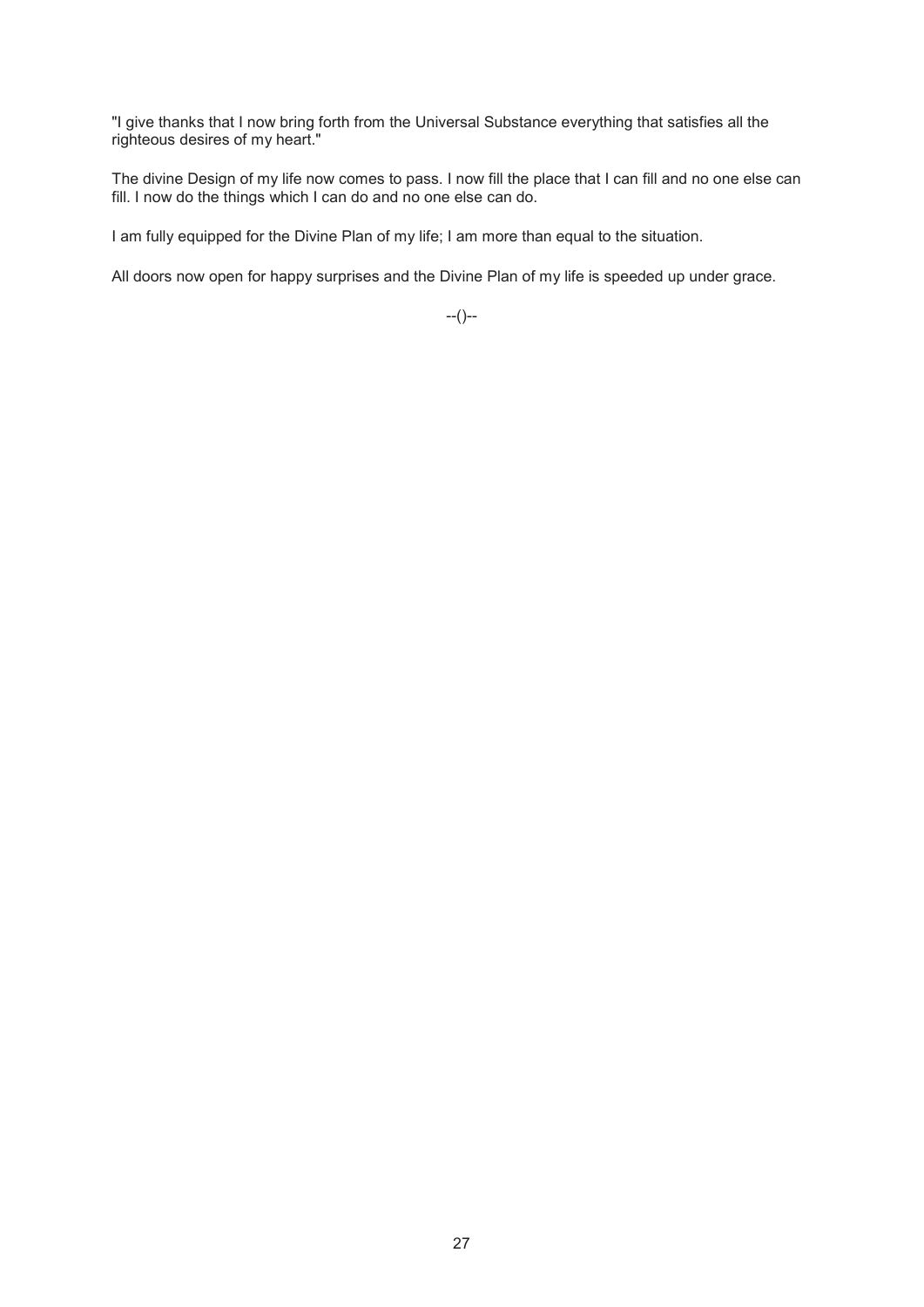"I give thanks that I now bring forth from the Universal Substance everything that satisfies all the righteous desires of my heart."

The divine Design of my life now comes to pass. I now fill the place that I can fill and no one else can fill. I now do the things which I can do and no one else can do.

I am fully equipped for the Divine Plan of my life; I am more than equal to the situation.

All doors now open for happy surprises and the Divine Plan of my life is speeded up under grace.

--()--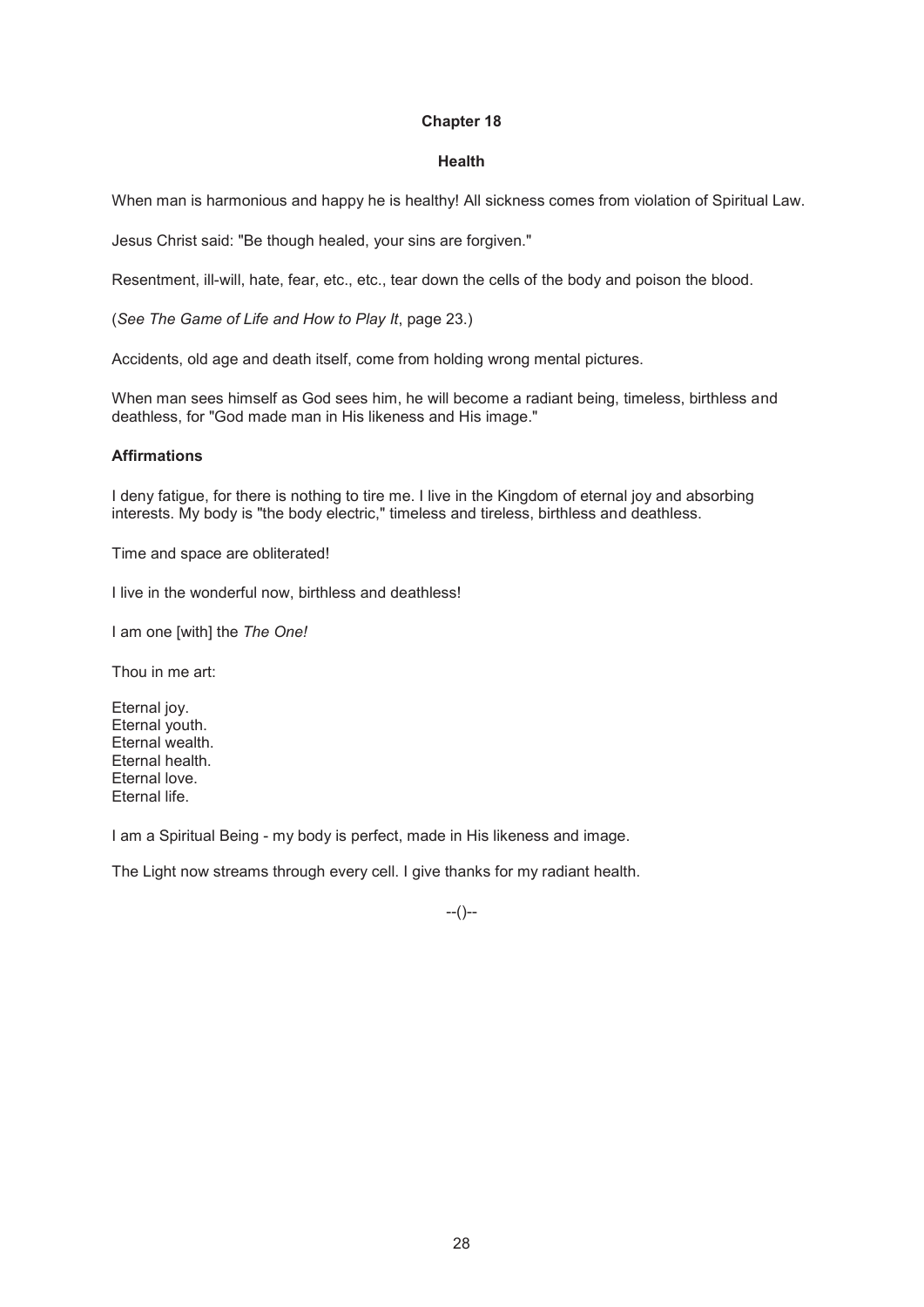# Chapter 18

## Health

When man is harmonious and happy he is healthy! All sickness comes from violation of Spiritual Law.

Jesus Christ said: "Be though healed, your sins are forgiven."

Resentment, ill-will, hate, fear, etc., etc., tear down the cells of the body and poison the blood.

(*See The Game of Life and How to Play It*, page 23.)

Accidents, old age and death itself, come from holding wrong mental pictures.

When man sees himself as God sees him, he will become a radiant being, timeless, birthless and deathless, for "God made man in His likeness and His image."

**Affirmations**

I deny fatigue, for there is nothing to tire me. I live in the Kingdom of eternal joy and absorbing interests. My body is "the body electric," timeless and tireless, birthless and deathless.

Time and space are obliterated!

I live in the wonderful now, birthless and deathless!

I am one [with] the *The One!*

Thou in me art:

Eternal joy.
Eternal youth.
Eternal wealth.
Eternal health.
Eternal love.
Eternal life.

I am a Spiritual Being - my body is perfect, made in His likeness and image.

The Light now streams through every cell. I give thanks for my radiant health.

--()--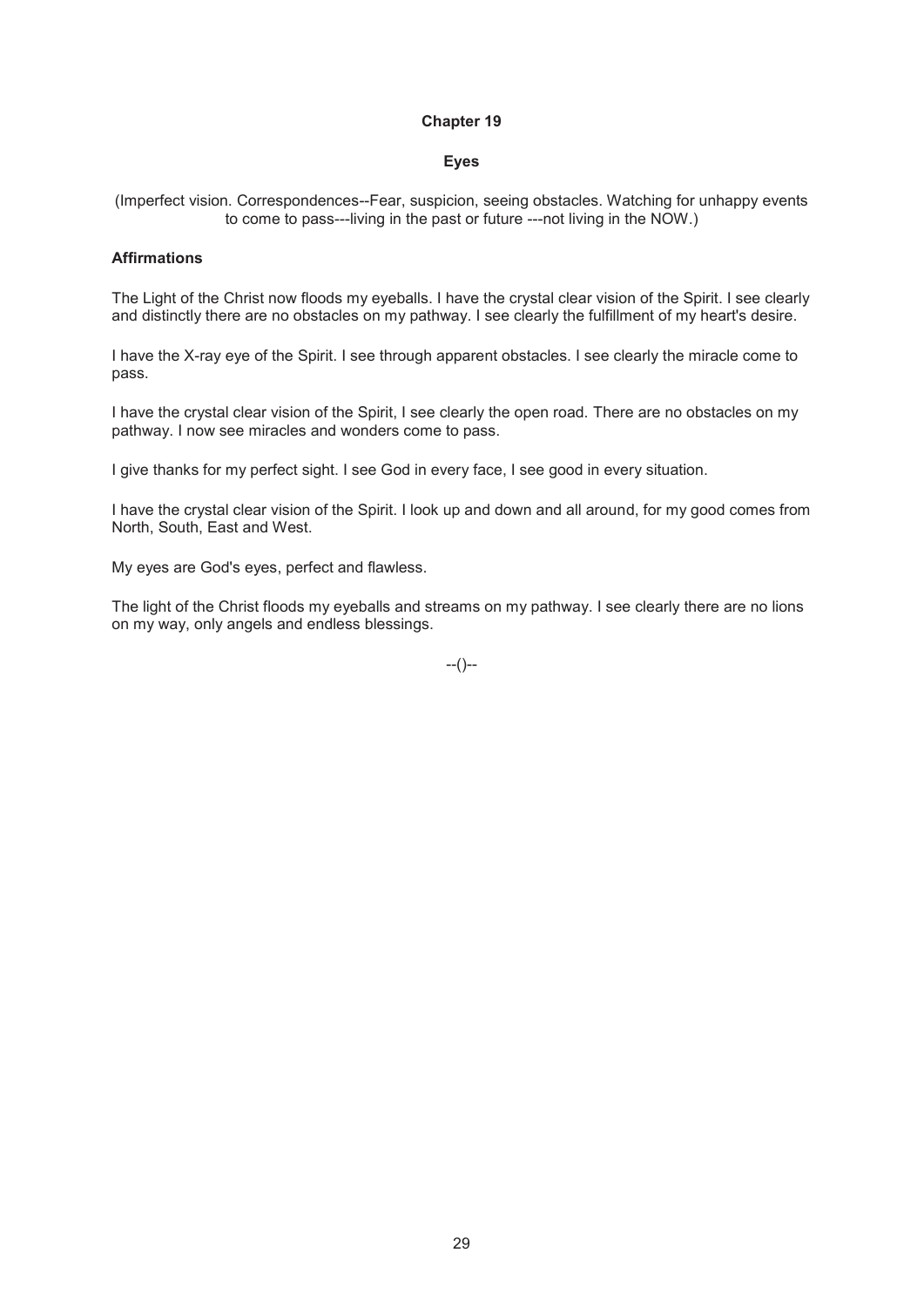## Chapter 19

### Eyes

(Imperfect vision. Correspondences--Fear, suspicion, seeing obstacles. Watching for unhappy events to come to pass---living in the past or future ---not living in the NOW.)

**Affirmations**

The Light of the Christ now floods my eyeballs. I have the crystal clear vision of the Spirit. I see clearly and distinctly there are no obstacles on my pathway. I see clearly the fulfillment of my heart's desire.

I have the X-ray eye of the Spirit. I see through apparent obstacles. I see clearly the miracle come to pass.

I have the crystal clear vision of the Spirit, I see clearly the open road. There are no obstacles on my pathway. I now see miracles and wonders come to pass.

I give thanks for my perfect sight. I see God in every face, I see good in every situation.

I have the crystal clear vision of the Spirit. I look up and down and all around, for my good comes from North, South, East and West.

My eyes are God's eyes, perfect and flawless.

The light of the Christ floods my eyeballs and streams on my pathway. I see clearly there are no lions on my way, only angels and endless blessings.

--()--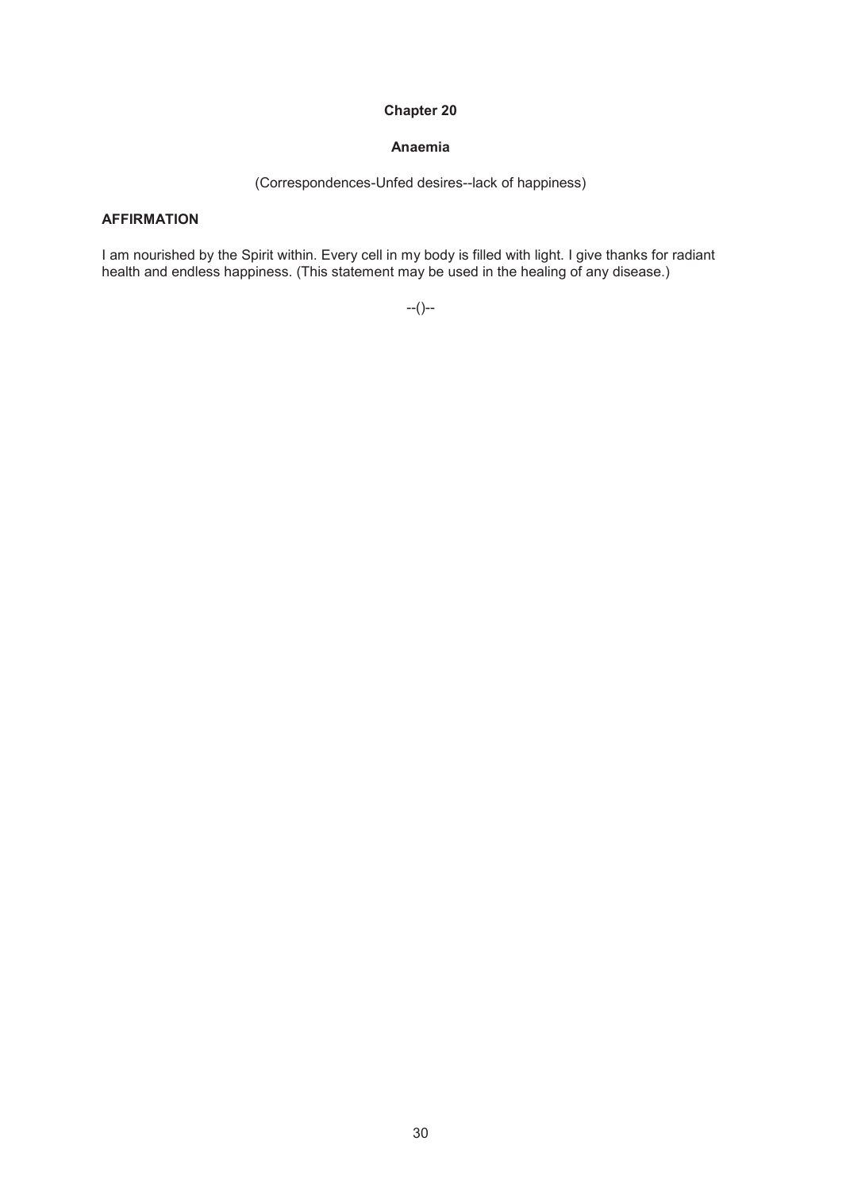# Chapter 20

## Anaemia

(Correspondences-Unfed desires--lack of happiness)

**AFFIRMATION**

I am nourished by the Spirit within. Every cell in my body is filled with light. I give thanks for radiant health and endless happiness. (This statement may be used in the healing of any disease.)

--()--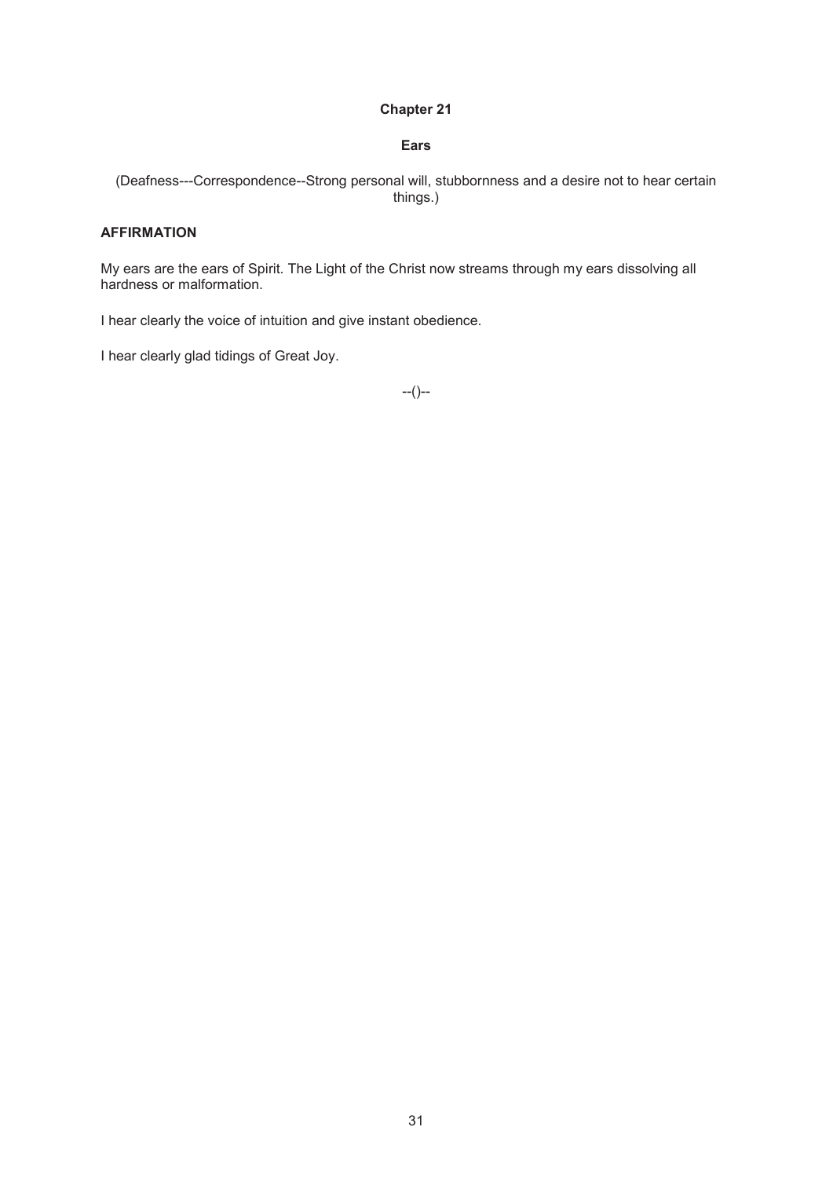# Chapter 21

## Ears

(Deafness---Correspondence--Strong personal will, stubbornness and a desire not to hear certain things.)

**AFFIRMATION**

My ears are the ears of Spirit. The Light of the Christ now streams through my ears dissolving all hardness or malformation.

I hear clearly the voice of intuition and give instant obedience.

I hear clearly glad tidings of Great Joy.

--()--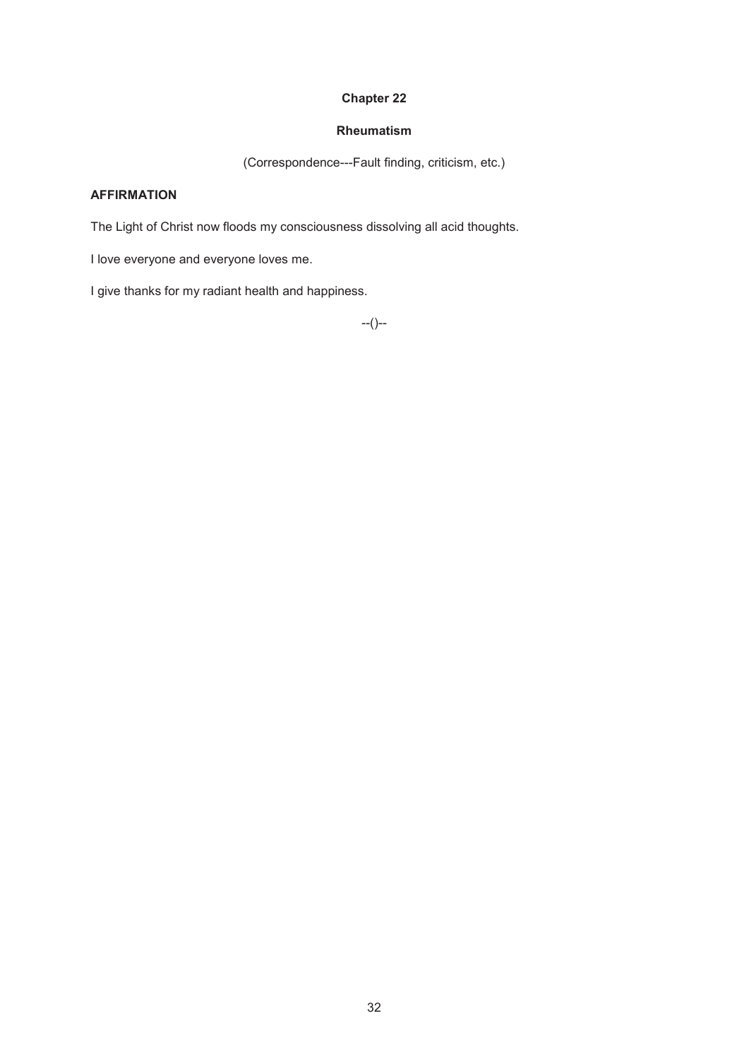# Chapter 22

## Rheumatism

(Correspondence---Fault finding, criticism, etc.)

**AFFIRMATION**

The Light of Christ now floods my consciousness dissolving all acid thoughts.

I love everyone and everyone loves me.

I give thanks for my radiant health and happiness.

--()--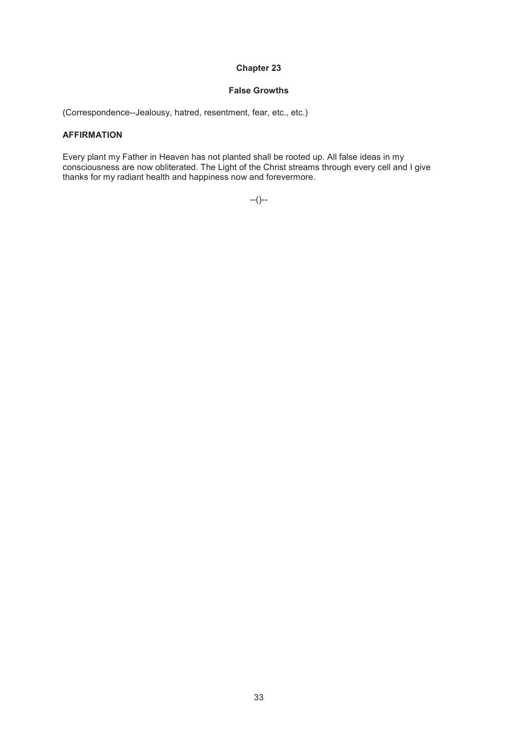## Chapter 23

### False Growths

(Correspondence--Jealousy, hatred, resentment, fear, etc., etc.)

**AFFIRMATION**

Every plant my Father in Heaven has not planted shall be rooted up. All false ideas in my consciousness are now obliterated. The Light of the Christ streams through every cell and I give thanks for my radiant health and happiness now and forevermore.

--()--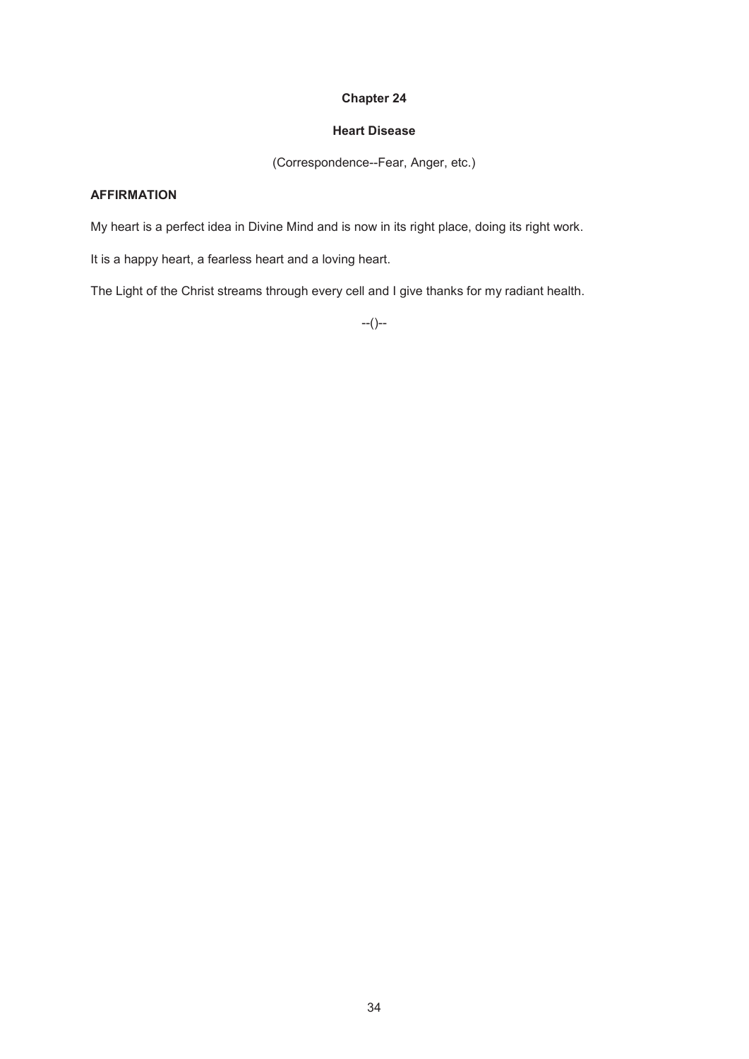## Chapter 24

### Heart Disease

(Correspondence--Fear, Anger, etc.)

**AFFIRMATION**

My heart is a perfect idea in Divine Mind and is now in its right place, doing its right work.

It is a happy heart, a fearless heart and a loving heart.

The Light of the Christ streams through every cell and I give thanks for my radiant health.

--()--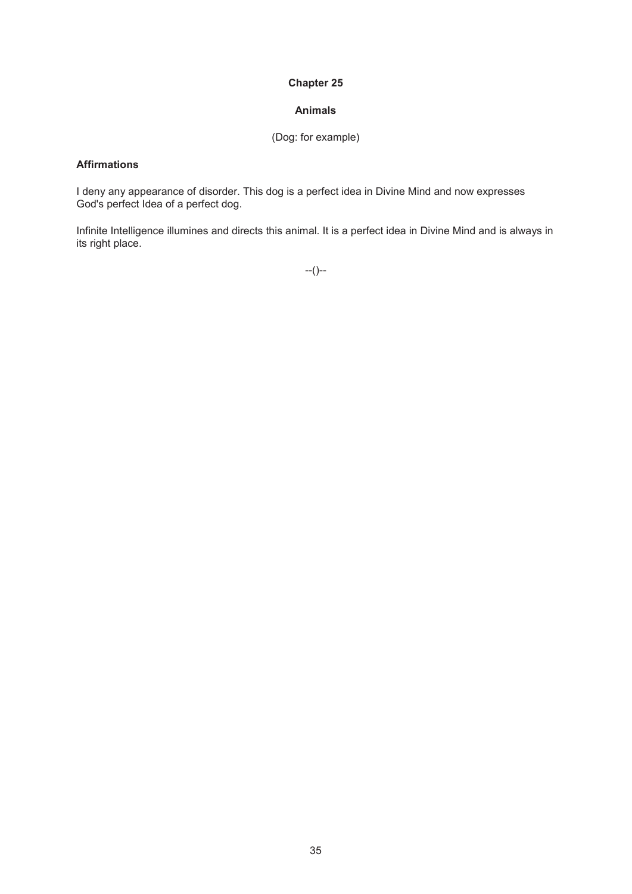# Chapter 25

## Animals

(Dog: for example)

### Affirmations

I deny any appearance of disorder. This dog is a perfect idea in Divine Mind and now expresses God's perfect Idea of a perfect dog.

Infinite Intelligence illumines and directs this animal. It is a perfect idea in Divine Mind and is always in its right place.

--()--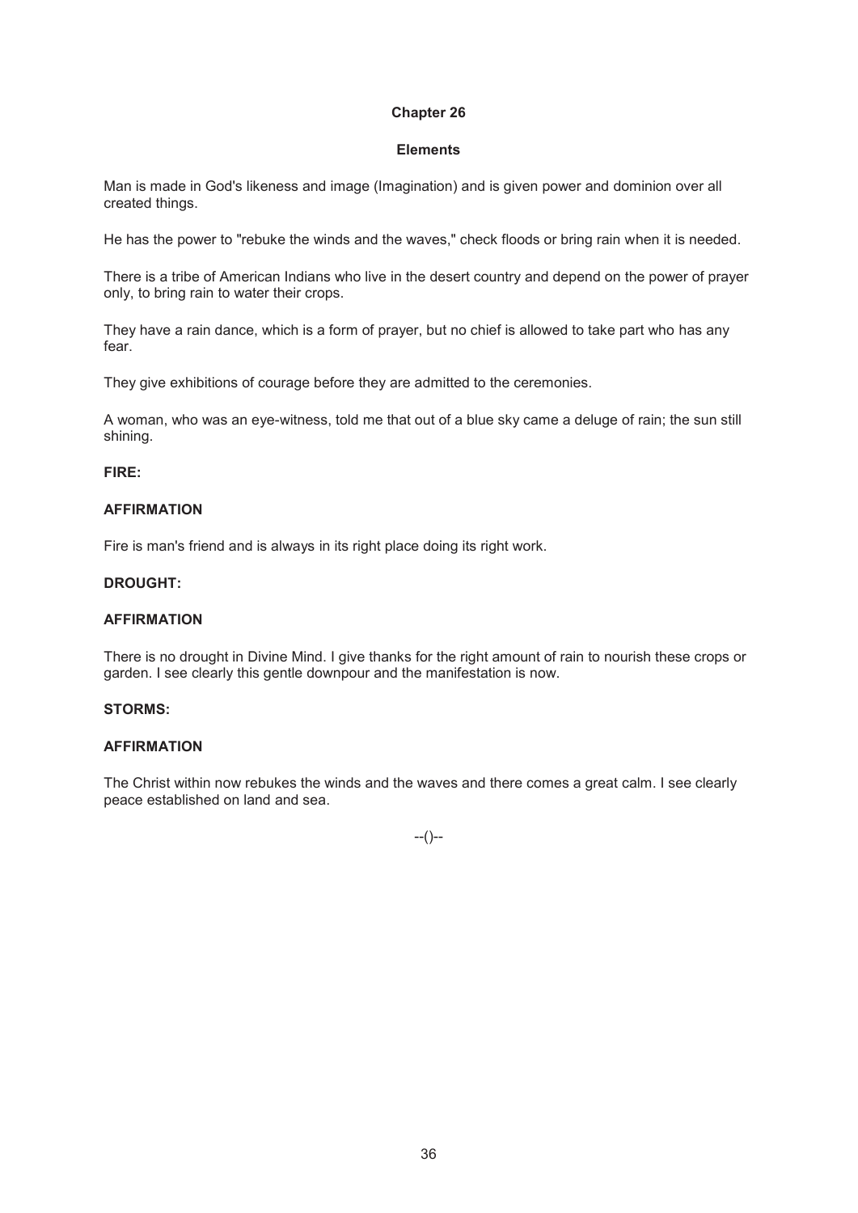## Chapter 26

### Elements

Man is made in God's likeness and image (Imagination) and is given power and dominion over all created things.

He has the power to "rebuke the winds and the waves," check floods or bring rain when it is needed.

There is a tribe of American Indians who live in the desert country and depend on the power of prayer only, to bring rain to water their crops.

They have a rain dance, which is a form of prayer, but no chief is allowed to take part who has any fear.

They give exhibitions of courage before they are admitted to the ceremonies.

A woman, who was an eye-witness, told me that out of a blue sky came a deluge of rain; the sun still shining.

**FIRE:**

**AFFIRMATION**

Fire is man's friend and is always in its right place doing its right work.

**DROUGHT:**

**AFFIRMATION**

There is no drought in Divine Mind. I give thanks for the right amount of rain to nourish these crops or garden. I see clearly this gentle downpour and the manifestation is now.

**STORMS:**

**AFFIRMATION**

The Christ within now rebukes the winds and the waves and there comes a great calm. I see clearly peace established on land and sea.

--()--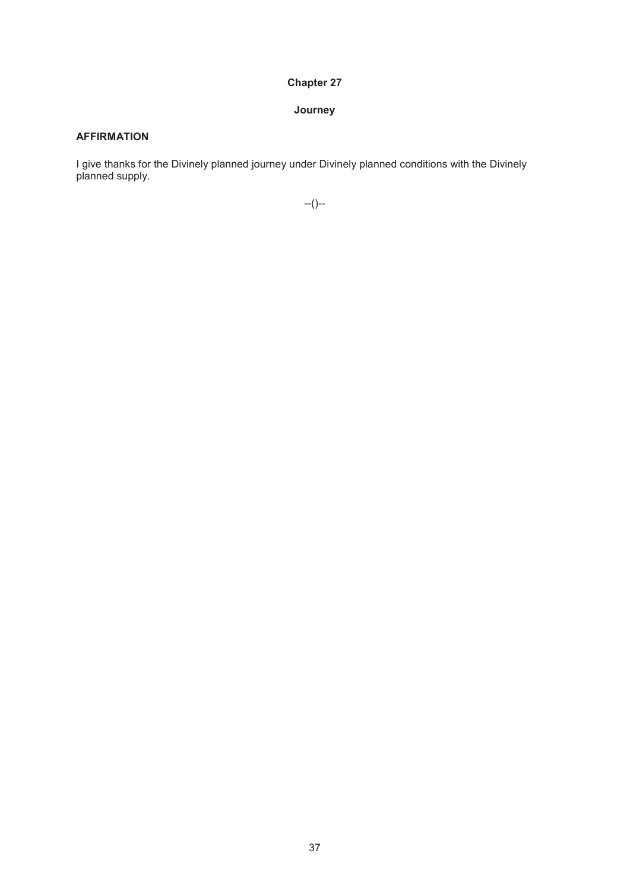# Chapter 27

## Journey

### AFFIRMATION

I give thanks for the Divinely planned journey under Divinely planned conditions with the Divinely planned supply.

--()--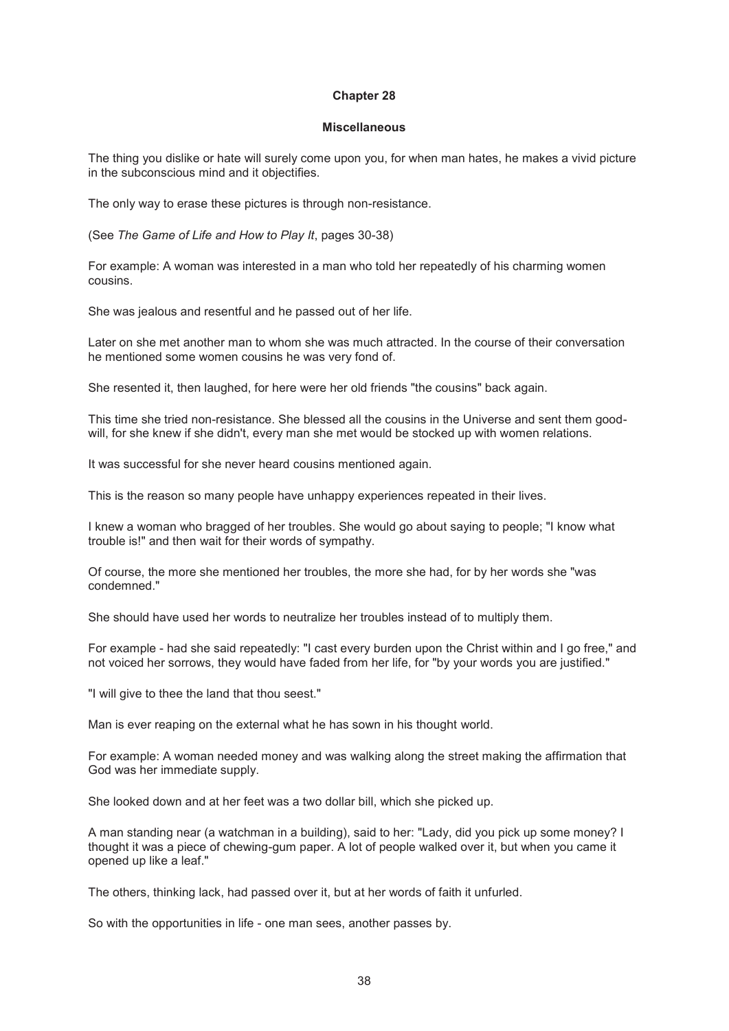# Chapter 28

## Miscellaneous

The thing you dislike or hate will surely come upon you, for when man hates, he makes a vivid picture in the subconscious mind and it objectifies.

The only way to erase these pictures is through non-resistance.

(See *The Game of Life and How to Play It*, pages 30-38)

For example: A woman was interested in a man who told her repeatedly of his charming women cousins.

She was jealous and resentful and he passed out of her life.

Later on she met another man to whom she was much attracted. In the course of their conversation he mentioned some women cousins he was very fond of.

She resented it, then laughed, for here were her old friends "the cousins" back again.

This time she tried non-resistance. She blessed all the cousins in the Universe and sent them good-will, for she knew if she didn't, every man she met would be stocked up with women relations.

It was successful for she never heard cousins mentioned again.

This is the reason so many people have unhappy experiences repeated in their lives.

I knew a woman who bragged of her troubles. She would go about saying to people; "I know what trouble is!" and then wait for their words of sympathy.

Of course, the more she mentioned her troubles, the more she had, for by her words she "was condemned."

She should have used her words to neutralize her troubles instead of to multiply them.

For example - had she said repeatedly: "I cast every burden upon the Christ within and I go free," and not voiced her sorrows, they would have faded from her life, for "by your words you are justified."

"I will give to thee the land that thou seest."

Man is ever reaping on the external what he has sown in his thought world.

For example: A woman needed money and was walking along the street making the affirmation that God was her immediate supply.

She looked down and at her feet was a two dollar bill, which she picked up.

A man standing near (a watchman in a building), said to her: "Lady, did you pick up some money? I thought it was a piece of chewing-gum paper. A lot of people walked over it, but when you came it opened up like a leaf."

The others, thinking lack, had passed over it, but at her words of faith it unfurled.

So with the opportunities in life - one man sees, another passes by.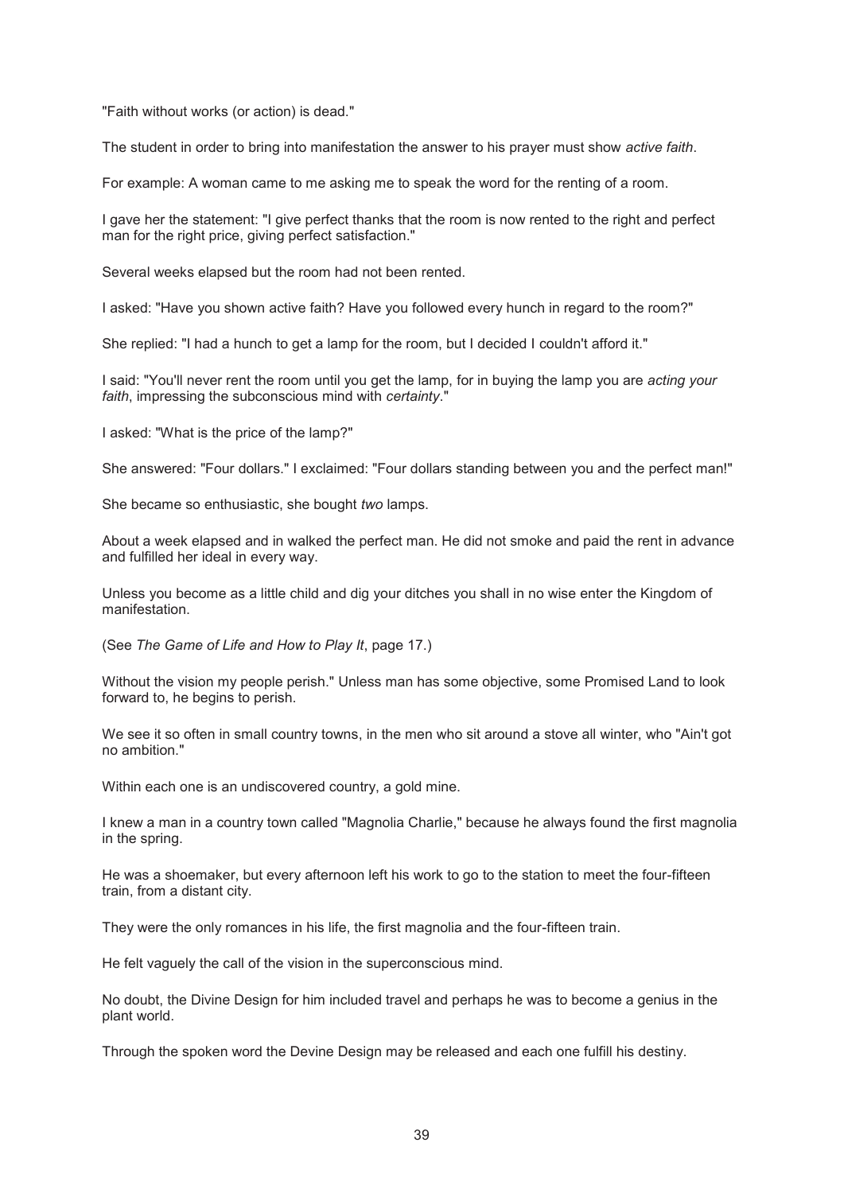"Faith without works (or action) is dead."

The student in order to bring into manifestation the answer to his prayer must show *active faith*.

For example: A woman came to me asking me to speak the word for the renting of a room.

I gave her the statement: "I give perfect thanks that the room is now rented to the right and perfect man for the right price, giving perfect satisfaction."

Several weeks elapsed but the room had not been rented.

I asked: "Have you shown active faith? Have you followed every hunch in regard to the room?"

She replied: "I had a hunch to get a lamp for the room, but I decided I couldn't afford it."

I said: "You'll never rent the room until you get the lamp, for in buying the lamp you are *acting your faith*, impressing the subconscious mind with *certainty*."

I asked: "What is the price of the lamp?"

She answered: "Four dollars." I exclaimed: "Four dollars standing between you and the perfect man!"

She became so enthusiastic, she bought *two* lamps.

About a week elapsed and in walked the perfect man. He did not smoke and paid the rent in advance and fulfilled her ideal in every way.

Unless you become as a little child and dig your ditches you shall in no wise enter the Kingdom of manifestation.

(See *The Game of Life and How to Play It*, page 17.)

Without the vision my people perish." Unless man has some objective, some Promised Land to look forward to, he begins to perish.

We see it so often in small country towns, in the men who sit around a stove all winter, who "Ain't got no ambition."

Within each one is an undiscovered country, a gold mine.

I knew a man in a country town called "Magnolia Charlie," because he always found the first magnolia in the spring.

He was a shoemaker, but every afternoon left his work to go to the station to meet the four-fifteen train, from a distant city.

They were the only romances in his life, the first magnolia and the four-fifteen train.

He felt vaguely the call of the vision in the superconscious mind.

No doubt, the Divine Design for him included travel and perhaps he was to become a genius in the plant world.

Through the spoken word the Devine Design may be released and each one fulfill his destiny.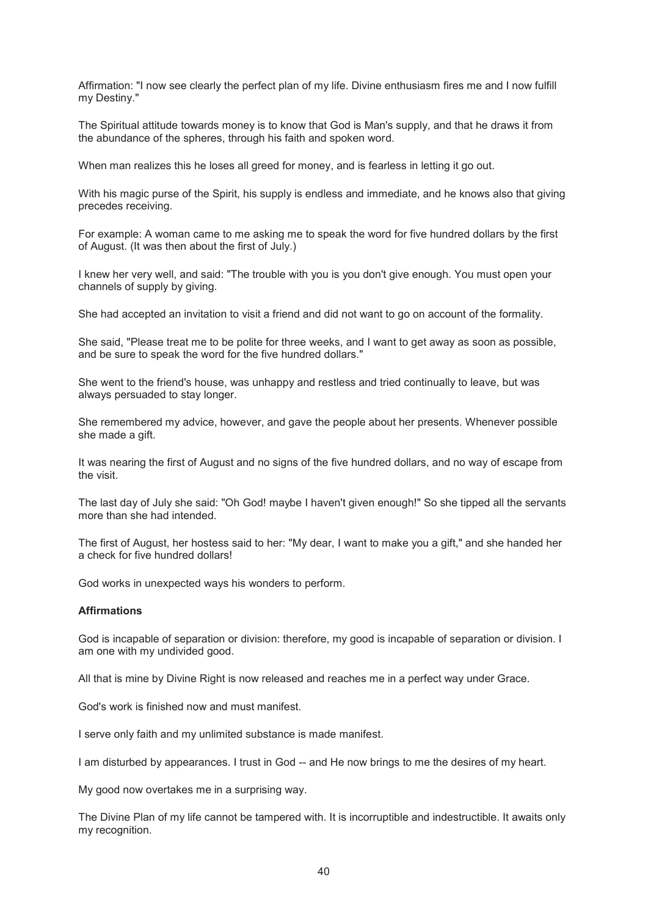Affirmation: "I now see clearly the perfect plan of my life. Divine enthusiasm fires me and I now fulfill my Destiny."

The Spiritual attitude towards money is to know that God is Man's supply, and that he draws it from the abundance of the spheres, through his faith and spoken word.

When man realizes this he loses all greed for money, and is fearless in letting it go out.

With his magic purse of the Spirit, his supply is endless and immediate, and he knows also that giving precedes receiving.

For example: A woman came to me asking me to speak the word for five hundred dollars by the first of August. (It was then about the first of July.)

I knew her very well, and said: "The trouble with you is you don't give enough. You must open your channels of supply by giving.

She had accepted an invitation to visit a friend and did not want to go on account of the formality.

She said, "Please treat me to be polite for three weeks, and I want to get away as soon as possible, and be sure to speak the word for the five hundred dollars."

She went to the friend's house, was unhappy and restless and tried continually to leave, but was always persuaded to stay longer.

She remembered my advice, however, and gave the people about her presents. Whenever possible she made a gift.

It was nearing the first of August and no signs of the five hundred dollars, and no way of escape from the visit.

The last day of July she said: "Oh God! maybe I haven't given enough!" So she tipped all the servants more than she had intended.

The first of August, her hostess said to her: "My dear, I want to make you a gift," and she handed her a check for five hundred dollars!

God works in unexpected ways his wonders to perform.

**Affirmations**

God is incapable of separation or division: therefore, my good is incapable of separation or division. I am one with my undivided good.

All that is mine by Divine Right is now released and reaches me in a perfect way under Grace.

God's work is finished now and must manifest.

I serve only faith and my unlimited substance is made manifest.

I am disturbed by appearances. I trust in God -- and He now brings to me the desires of my heart.

My good now overtakes me in a surprising way.

The Divine Plan of my life cannot be tampered with. It is incorruptible and indestructible. It awaits only my recognition.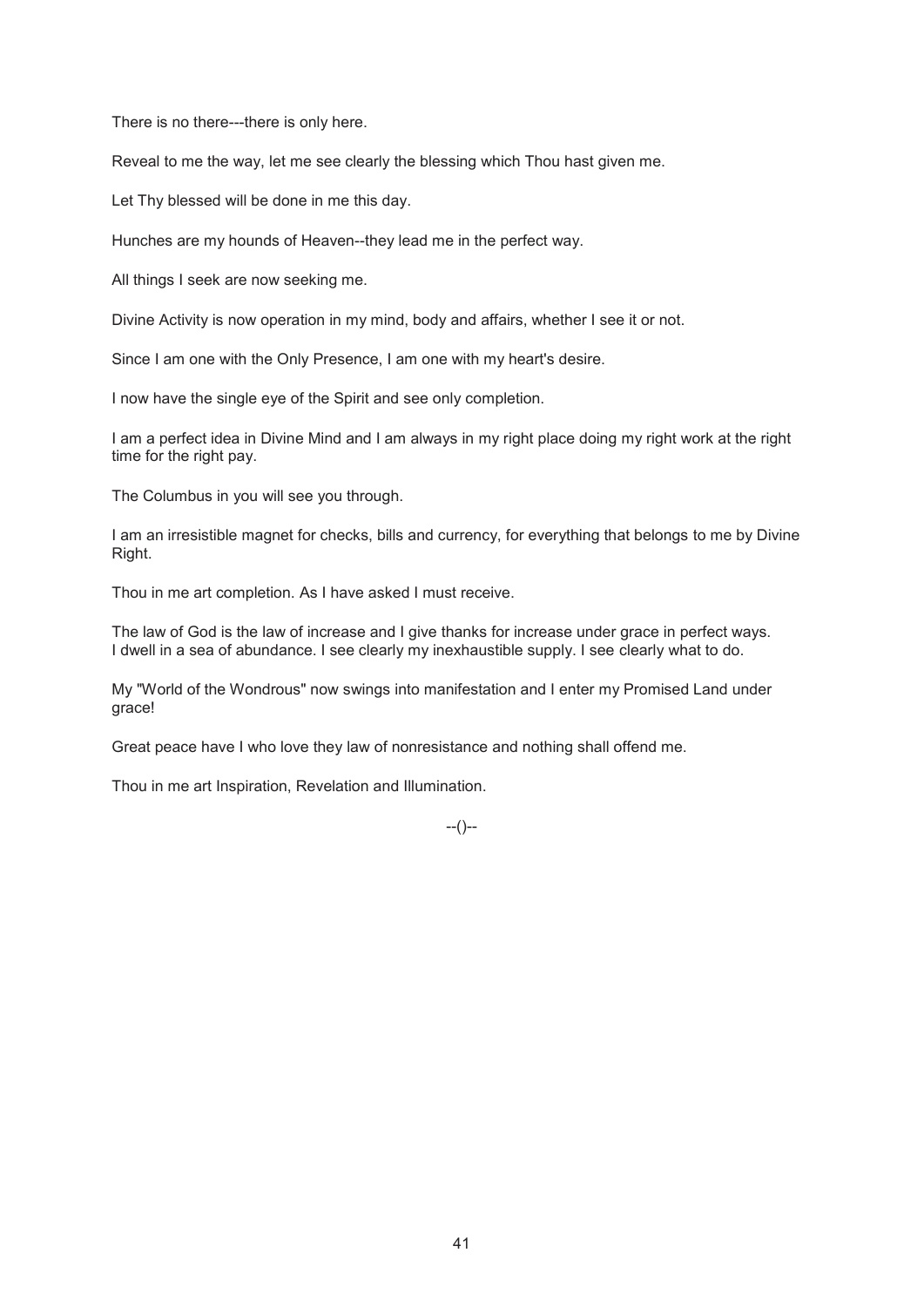There is no there---there is only here.

Reveal to me the way, let me see clearly the blessing which Thou hast given me.

Let Thy blessed will be done in me this day.

Hunches are my hounds of Heaven--they lead me in the perfect way.

All things I seek are now seeking me.

Divine Activity is now operation in my mind, body and affairs, whether I see it or not.

Since I am one with the Only Presence, I am one with my heart's desire.

I now have the single eye of the Spirit and see only completion.

I am a perfect idea in Divine Mind and I am always in my right place doing my right work at the right time for the right pay.

The Columbus in you will see you through.

I am an irresistible magnet for checks, bills and currency, for everything that belongs to me by Divine Right.

Thou in me art completion. As I have asked I must receive.

The law of God is the law of increase and I give thanks for increase under grace in perfect ways.
I dwell in a sea of abundance. I see clearly my inexhaustible supply. I see clearly what to do.

My "World of the Wondrous" now swings into manifestation and I enter my Promised Land under grace!

Great peace have I who love they law of nonresistance and nothing shall offend me.

Thou in me art Inspiration, Revelation and Illumination.

--()--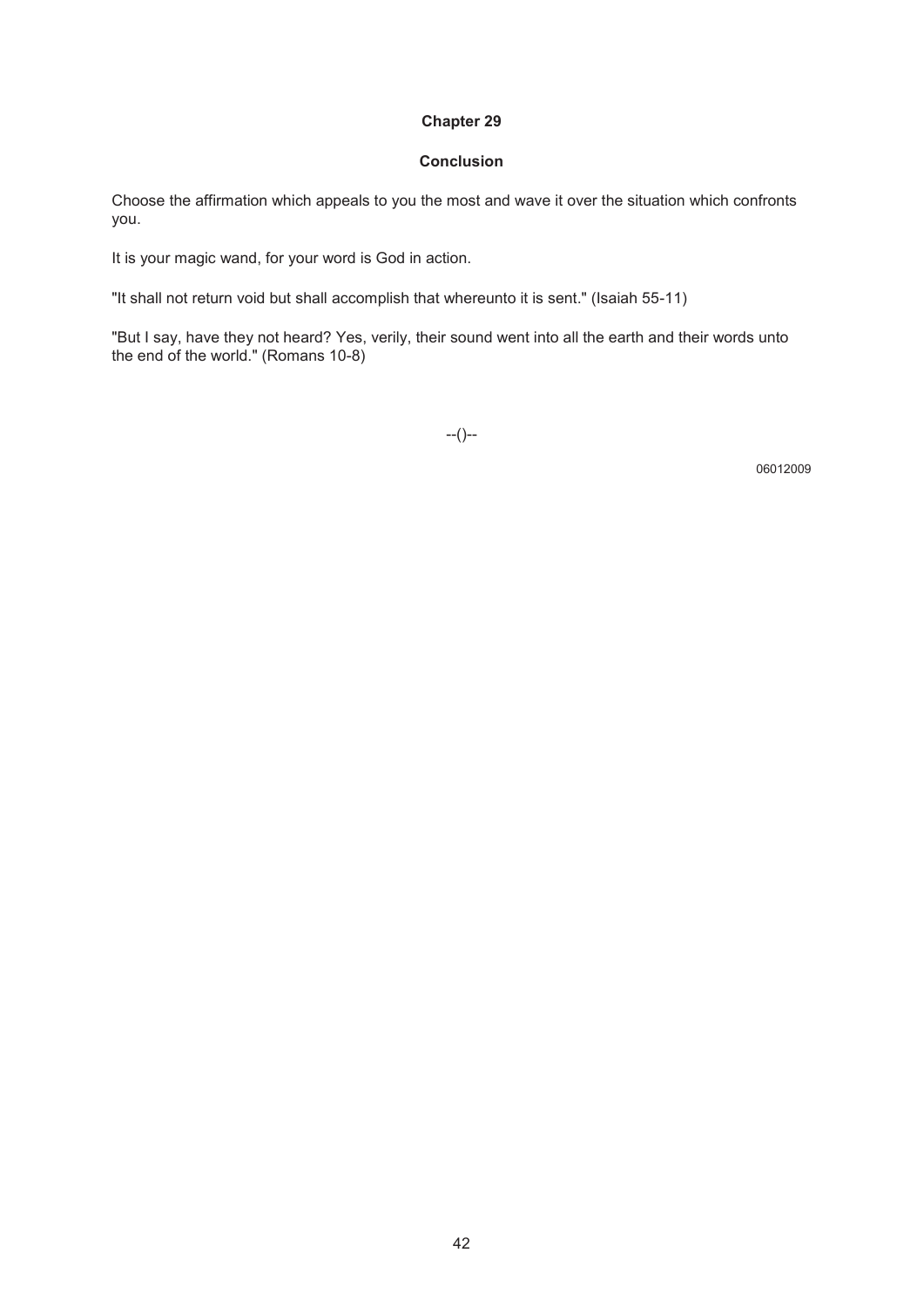## Chapter 29

### Conclusion

Choose the affirmation which appeals to you the most and wave it over the situation which confronts you.

It is your magic wand, for your word is God in action.

"It shall not return void but shall accomplish that whereunto it is sent." (Isaiah 55-11)

"But I say, have they not heard? Yes, verily, their sound went into all the earth and their words unto the end of the world." (Romans 10-8)

--()--

06012009